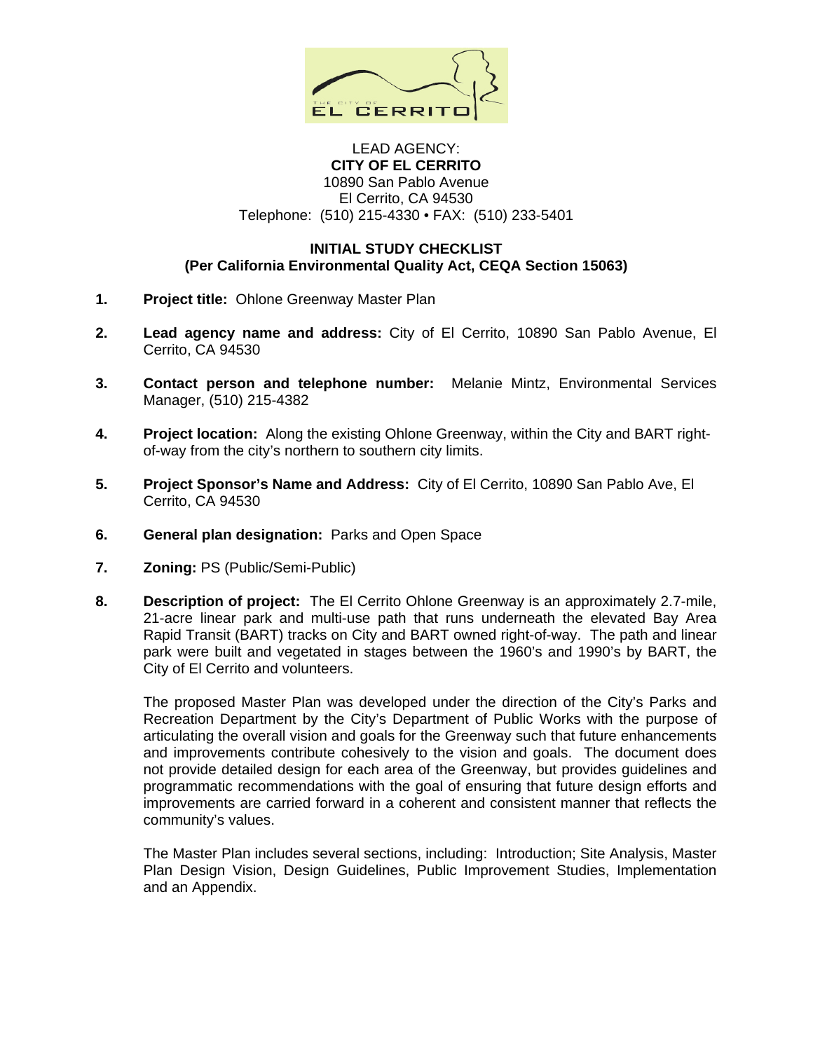THE CITY OF EL CERRITO

LEAD AGENCY:
**CITY OF EL CERRITO**
10890 San Pablo Avenue
El Cerrito, CA 94530
Telephone: (510) 215-4330 • FAX: (510) 233-5401

**INITIAL STUDY CHECKLIST**
**(Per California Environmental Quality Act, CEQA Section 15063)**

1. **Project title:** Ohlone Greenway Master Plan

2. **Lead agency name and address:** City of El Cerrito, 10890 San Pablo Avenue, El Cerrito, CA 94530

3. **Contact person and telephone number:** Melanie Mintz, Environmental Services Manager, (510) 215-4382

4. **Project location:** Along the existing Ohlone Greenway, within the City and BART right-of-way from the city's northern to southern city limits.

5. **Project Sponsor's Name and Address:** City of El Cerrito, 10890 San Pablo Ave, El Cerrito, CA 94530

6. **General plan designation:** Parks and Open Space

7. **Zoning:** PS (Public/Semi-Public)

8. **Description of project:** The El Cerrito Ohlone Greenway is an approximately 2.7-mile, 21-acre linear park and multi-use path that runs underneath the elevated Bay Area Rapid Transit (BART) tracks on City and BART owned right-of-way. The path and linear park were built and vegetated in stages between the 1960's and 1990's by BART, the City of El Cerrito and volunteers.

   The proposed Master Plan was developed under the direction of the City's Parks and Recreation Department by the City's Department of Public Works with the purpose of articulating the overall vision and goals for the Greenway such that future enhancements and improvements contribute cohesively to the vision and goals. The document does not provide detailed design for each area of the Greenway, but provides guidelines and programmatic recommendations with the goal of ensuring that future design efforts and improvements are carried forward in a coherent and consistent manner that reflects the community's values.

   The Master Plan includes several sections, including: Introduction; Site Analysis, Master Plan Design Vision, Design Guidelines, Public Improvement Studies, Implementation and an Appendix.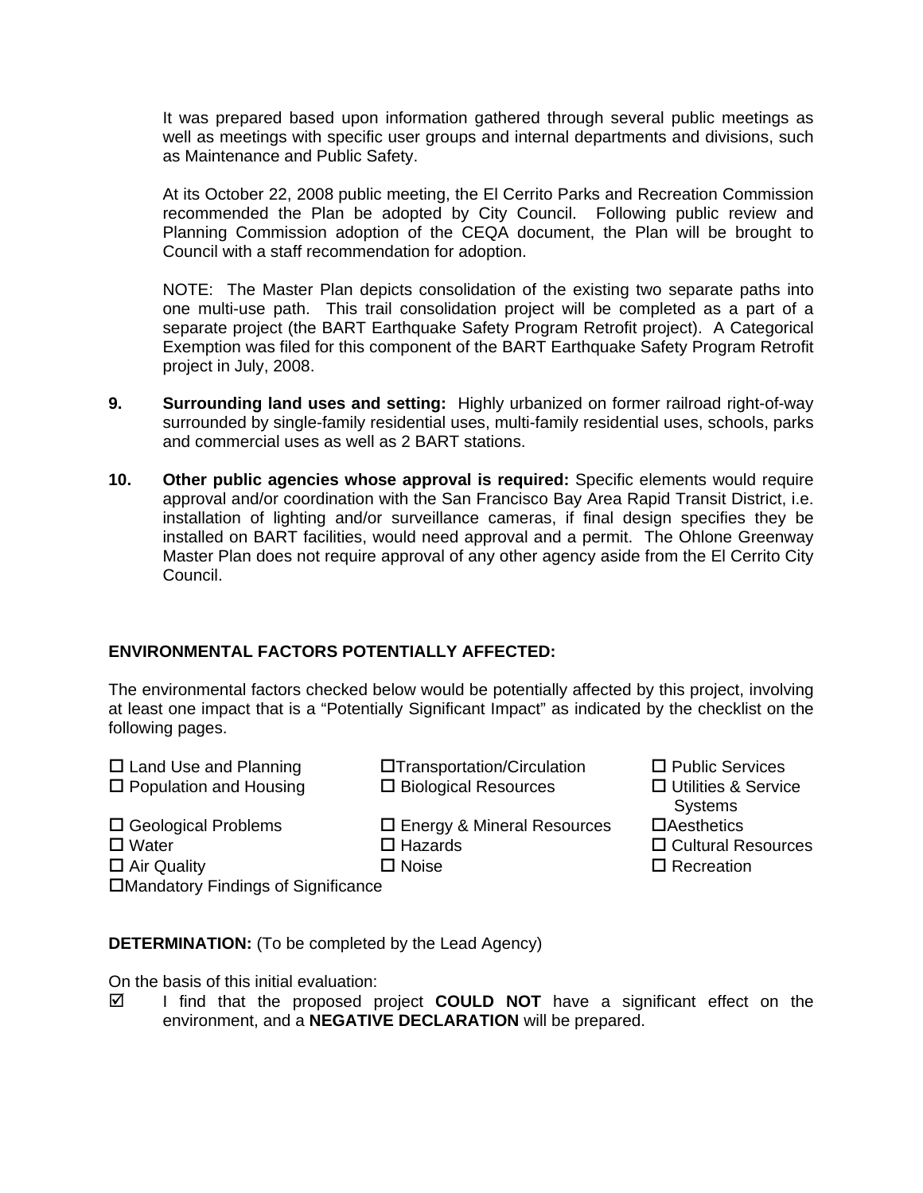It was prepared based upon information gathered through several public meetings as well as meetings with specific user groups and internal departments and divisions, such as Maintenance and Public Safety.

At its October 22, 2008 public meeting, the El Cerrito Parks and Recreation Commission recommended the Plan be adopted by City Council. Following public review and Planning Commission adoption of the CEQA document, the Plan will be brought to Council with a staff recommendation for adoption.

NOTE: The Master Plan depicts consolidation of the existing two separate paths into one multi-use path. This trail consolidation project will be completed as a part of a separate project (the BART Earthquake Safety Program Retrofit project). A Categorical Exemption was filed for this component of the BART Earthquake Safety Program Retrofit project in July, 2008.

**9. Surrounding land uses and setting:** Highly urbanized on former railroad right-of-way surrounded by single-family residential uses, multi-family residential uses, schools, parks and commercial uses as well as 2 BART stations.

**10. Other public agencies whose approval is required:** Specific elements would require approval and/or coordination with the San Francisco Bay Area Rapid Transit District, i.e. installation of lighting and/or surveillance cameras, if final design specifies they be installed on BART facilities, would need approval and a permit. The Ohlone Greenway Master Plan does not require approval of any other agency aside from the El Cerrito City Council.

**ENVIRONMENTAL FACTORS POTENTIALLY AFFECTED:**

The environmental factors checked below would be potentially affected by this project, involving at least one impact that is a "Potentially Significant Impact" as indicated by the checklist on the following pages.

| | | |
|---|---|---|
| ☐ Land Use and Planning | ☐ Transportation/Circulation | ☐ Public Services |
| ☐ Population and Housing | ☐ Biological Resources | ☐ Utilities & Service Systems |
| ☐ Geological Problems | ☐ Energy & Mineral Resources | ☐ Aesthetics |
| ☐ Water | ☐ Hazards | ☐ Cultural Resources |
| ☐ Air Quality | ☐ Noise | ☐ Recreation |
| ☐ Mandatory Findings of Significance | | |

**DETERMINATION:** (To be completed by the Lead Agency)

On the basis of this initial evaluation:

☑ I find that the proposed project **COULD NOT** have a significant effect on the environment, and a **NEGATIVE DECLARATION** will be prepared.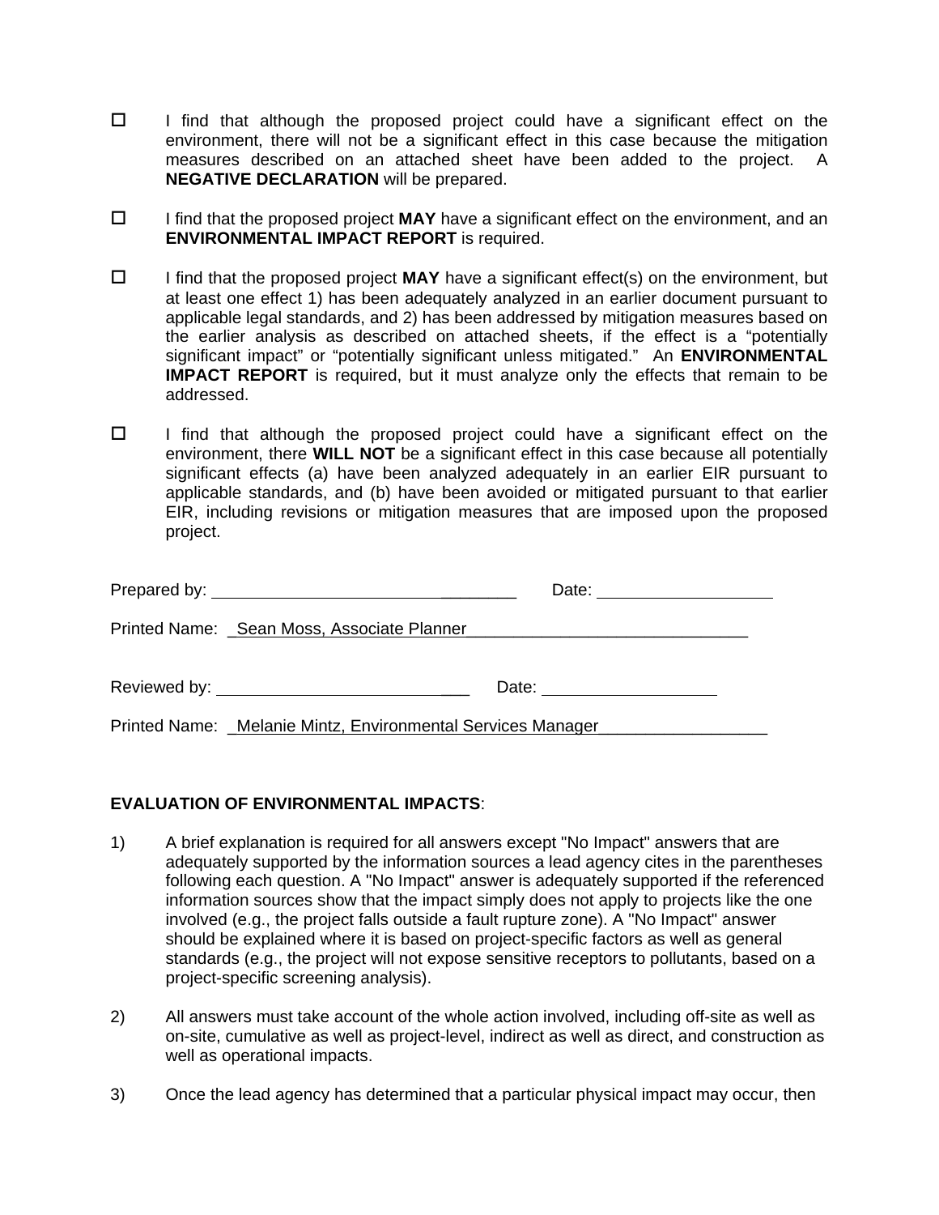- ☐ I find that although the proposed project could have a significant effect on the environment, there will not be a significant effect in this case because the mitigation measures described on an attached sheet have been added to the project. A **NEGATIVE DECLARATION** will be prepared.

- ☐ I find that the proposed project **MAY** have a significant effect on the environment, and an **ENVIRONMENTAL IMPACT REPORT** is required.

- ☐ I find that the proposed project **MAY** have a significant effect(s) on the environment, but at least one effect 1) has been adequately analyzed in an earlier document pursuant to applicable legal standards, and 2) has been addressed by mitigation measures based on the earlier analysis as described on attached sheets, if the effect is a "potentially significant impact" or "potentially significant unless mitigated." An **ENVIRONMENTAL IMPACT REPORT** is required, but it must analyze only the effects that remain to be addressed.

- ☐ I find that although the proposed project could have a significant effect on the environment, there **WILL NOT** be a significant effect in this case because all potentially significant effects (a) have been analyzed adequately in an earlier EIR pursuant to applicable standards, and (b) have been avoided or mitigated pursuant to that earlier EIR, including revisions or mitigation measures that are imposed upon the proposed project.

Prepared by: ______________________________ Date: __________________

Printed Name: Sean Moss, Associate Planner

Reviewed by: ______________________________ Date: __________________

Printed Name: Melanie Mintz, Environmental Services Manager

**EVALUATION OF ENVIRONMENTAL IMPACTS**:

1) A brief explanation is required for all answers except "No Impact" answers that are adequately supported by the information sources a lead agency cites in the parentheses following each question. A "No Impact" answer is adequately supported if the referenced information sources show that the impact simply does not apply to projects like the one involved (e.g., the project falls outside a fault rupture zone). A "No Impact" answer should be explained where it is based on project-specific factors as well as general standards (e.g., the project will not expose sensitive receptors to pollutants, based on a project-specific screening analysis).

2) All answers must take account of the whole action involved, including off-site as well as on-site, cumulative as well as project-level, indirect as well as direct, and construction as well as operational impacts.

3) Once the lead agency has determined that a particular physical impact may occur, then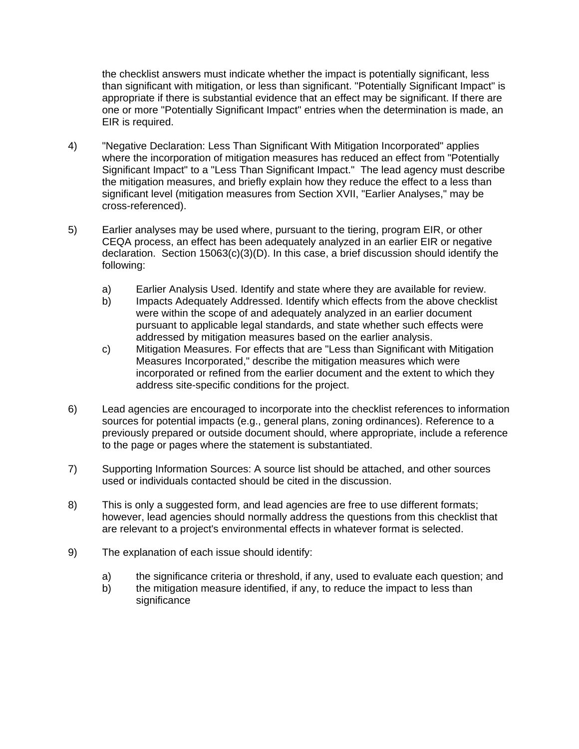the checklist answers must indicate whether the impact is potentially significant, less than significant with mitigation, or less than significant. "Potentially Significant Impact" is appropriate if there is substantial evidence that an effect may be significant. If there are one or more "Potentially Significant Impact" entries when the determination is made, an EIR is required.

4) "Negative Declaration: Less Than Significant With Mitigation Incorporated" applies where the incorporation of mitigation measures has reduced an effect from "Potentially Significant Impact" to a "Less Than Significant Impact." The lead agency must describe the mitigation measures, and briefly explain how they reduce the effect to a less than significant level (mitigation measures from Section XVII, "Earlier Analyses," may be cross-referenced).

5) Earlier analyses may be used where, pursuant to the tiering, program EIR, or other CEQA process, an effect has been adequately analyzed in an earlier EIR or negative declaration. Section 15063(c)(3)(D). In this case, a brief discussion should identify the following:

   a) Earlier Analysis Used. Identify and state where they are available for review.
   b) Impacts Adequately Addressed. Identify which effects from the above checklist were within the scope of and adequately analyzed in an earlier document pursuant to applicable legal standards, and state whether such effects were addressed by mitigation measures based on the earlier analysis.
   c) Mitigation Measures. For effects that are "Less than Significant with Mitigation Measures Incorporated," describe the mitigation measures which were incorporated or refined from the earlier document and the extent to which they address site-specific conditions for the project.

6) Lead agencies are encouraged to incorporate into the checklist references to information sources for potential impacts (e.g., general plans, zoning ordinances). Reference to a previously prepared or outside document should, where appropriate, include a reference to the page or pages where the statement is substantiated.

7) Supporting Information Sources: A source list should be attached, and other sources used or individuals contacted should be cited in the discussion.

8) This is only a suggested form, and lead agencies are free to use different formats; however, lead agencies should normally address the questions from this checklist that are relevant to a project's environmental effects in whatever format is selected.

9) The explanation of each issue should identify:

   a) the significance criteria or threshold, if any, used to evaluate each question; and
   b) the mitigation measure identified, if any, to reduce the impact to less than significance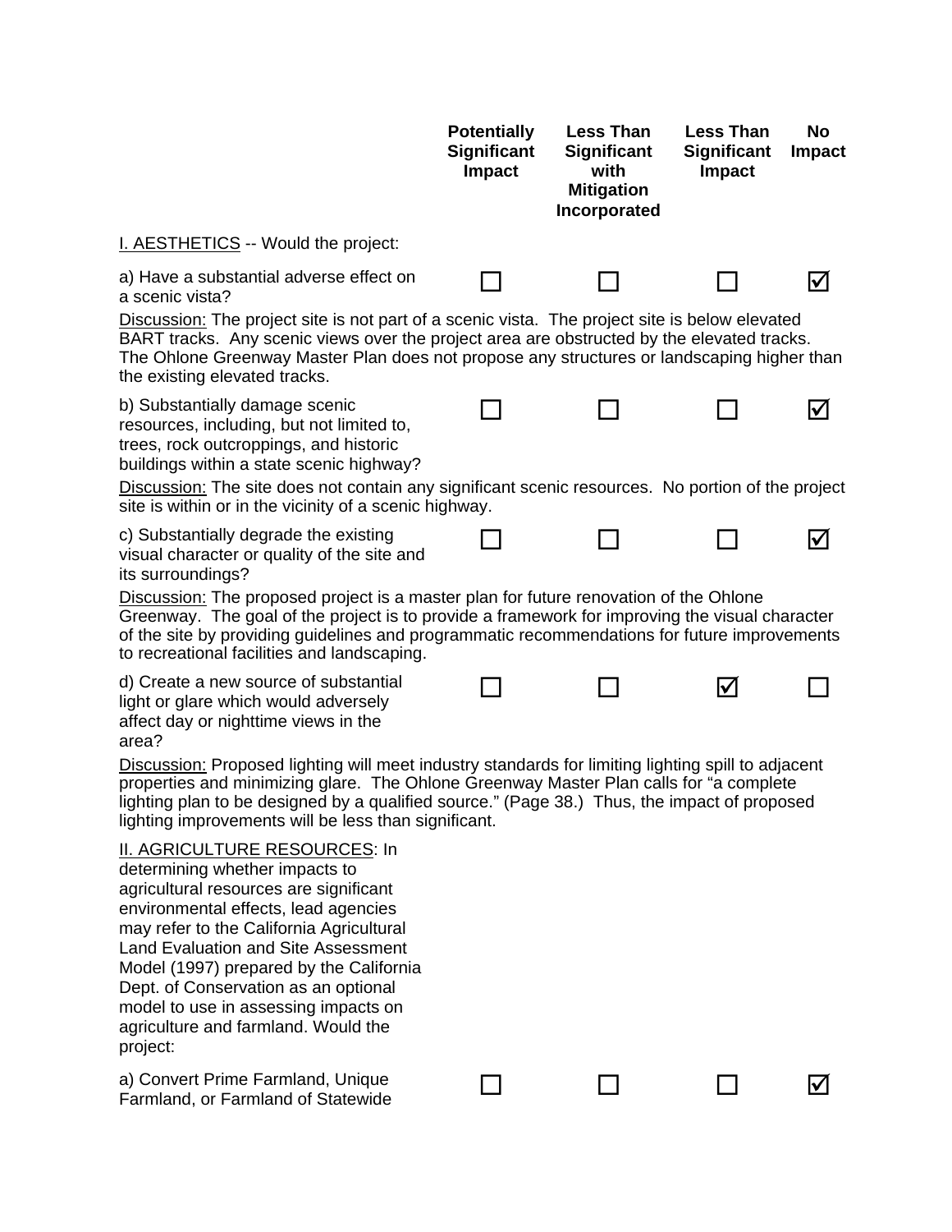| | Potentially Significant Impact | Less Than Significant with Mitigation Incorporated | Less Than Significant Impact | No Impact |
|---|---|---|---|---|
| <u>I. AESTHETICS</u> -- Would the project: | | | | |
| a) Have a substantial adverse effect on a scenic vista? | ☐ | ☐ | ☐ | ☑ |

<u>Discussion:</u> The project site is not part of a scenic vista. The project site is below elevated BART tracks. Any scenic views over the project area are obstructed by the elevated tracks. The Ohlone Greenway Master Plan does not propose any structures or landscaping higher than the existing elevated tracks.

| | Potentially Significant Impact | Less Than Significant with Mitigation Incorporated | Less Than Significant Impact | No Impact |
|---|---|---|---|---|
| b) Substantially damage scenic resources, including, but not limited to, trees, rock outcroppings, and historic buildings within a state scenic highway? | ☐ | ☐ | ☐ | ☑ |

<u>Discussion:</u> The site does not contain any significant scenic resources. No portion of the project site is within or in the vicinity of a scenic highway.

| | Potentially Significant Impact | Less Than Significant with Mitigation Incorporated | Less Than Significant Impact | No Impact |
|---|---|---|---|---|
| c) Substantially degrade the existing visual character or quality of the site and its surroundings? | ☐ | ☐ | ☐ | ☑ |

<u>Discussion:</u> The proposed project is a master plan for future renovation of the Ohlone Greenway. The goal of the project is to provide a framework for improving the visual character of the site by providing guidelines and programmatic recommendations for future improvements to recreational facilities and landscaping.

| | Potentially Significant Impact | Less Than Significant with Mitigation Incorporated | Less Than Significant Impact | No Impact |
|---|---|---|---|---|
| d) Create a new source of substantial light or glare which would adversely affect day or nighttime views in the area? | ☐ | ☐ | ☑ | ☐ |

<u>Discussion:</u> Proposed lighting will meet industry standards for limiting lighting spill to adjacent properties and minimizing glare. The Ohlone Greenway Master Plan calls for "a complete lighting plan to be designed by a qualified source." (Page 38.) Thus, the impact of proposed lighting improvements will be less than significant.

| | Potentially Significant Impact | Less Than Significant with Mitigation Incorporated | Less Than Significant Impact | No Impact |
|---|---|---|---|---|
| <u>II. AGRICULTURE RESOURCES</u>: In determining whether impacts to agricultural resources are significant environmental effects, lead agencies may refer to the California Agricultural Land Evaluation and Site Assessment Model (1997) prepared by the California Dept. of Conservation as an optional model to use in assessing impacts on agriculture and farmland. Would the project: | | | | |
| a) Convert Prime Farmland, Unique Farmland, or Farmland of Statewide | ☐ | ☐ | ☐ | ☑ |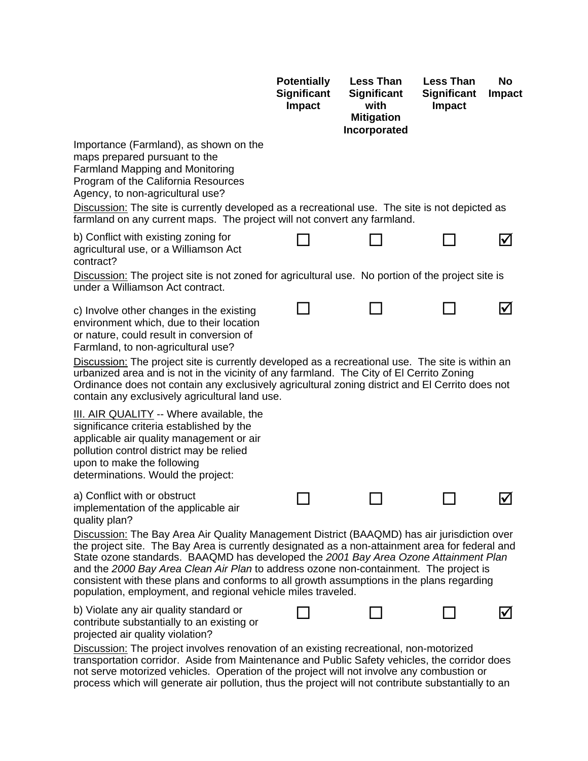| | Potentially Significant Impact | Less Than Significant with Mitigation Incorporated | Less Than Significant Impact | No Impact |
|---|---|---|---|---|
| Importance (Farmland), as shown on the maps prepared pursuant to the Farmland Mapping and Monitoring Program of the California Resources Agency, to non-agricultural use? | | | | |

Discussion: The site is currently developed as a recreational use. The site is not depicted as farmland on any current maps. The project will not convert any farmland.

| | Potentially Significant Impact | Less Than Significant with Mitigation Incorporated | Less Than Significant Impact | No Impact |
|---|---|---|---|---|
| b) Conflict with existing zoning for agricultural use, or a Williamson Act contract? | ☐ | ☐ | ☐ | ☑ |

Discussion: The project site is not zoned for agricultural use. No portion of the project site is under a Williamson Act contract.

| | Potentially Significant Impact | Less Than Significant with Mitigation Incorporated | Less Than Significant Impact | No Impact |
|---|---|---|---|---|
| c) Involve other changes in the existing environment which, due to their location or nature, could result in conversion of Farmland, to non-agricultural use? | ☐ | ☐ | ☐ | ☑ |

Discussion: The project site is currently developed as a recreational use. The site is within an urbanized area and is not in the vicinity of any farmland. The City of El Cerrito Zoning Ordinance does not contain any exclusively agricultural zoning district and El Cerrito does not contain any exclusively agricultural land use.

III. AIR QUALITY -- Where available, the significance criteria established by the applicable air quality management or air pollution control district may be relied upon to make the following determinations. Would the project:

| | Potentially Significant Impact | Less Than Significant with Mitigation Incorporated | Less Than Significant Impact | No Impact |
|---|---|---|---|---|
| a) Conflict with or obstruct implementation of the applicable air quality plan? | ☐ | ☐ | ☐ | ☑ |

Discussion: The Bay Area Air Quality Management District (BAAQMD) has air jurisdiction over the project site. The Bay Area is currently designated as a non-attainment area for federal and State ozone standards. BAAQMD has developed the *2001 Bay Area Ozone Attainment Plan* and the *2000 Bay Area Clean Air Plan* to address ozone non-containment. The project is consistent with these plans and conforms to all growth assumptions in the plans regarding population, employment, and regional vehicle miles traveled.

| | Potentially Significant Impact | Less Than Significant with Mitigation Incorporated | Less Than Significant Impact | No Impact |
|---|---|---|---|---|
| b) Violate any air quality standard or contribute substantially to an existing or projected air quality violation? | ☐ | ☐ | ☐ | ☑ |

Discussion: The project involves renovation of an existing recreational, non-motorized transportation corridor. Aside from Maintenance and Public Safety vehicles, the corridor does not serve motorized vehicles. Operation of the project will not involve any combustion or process which will generate air pollution, thus the project will not contribute substantially to an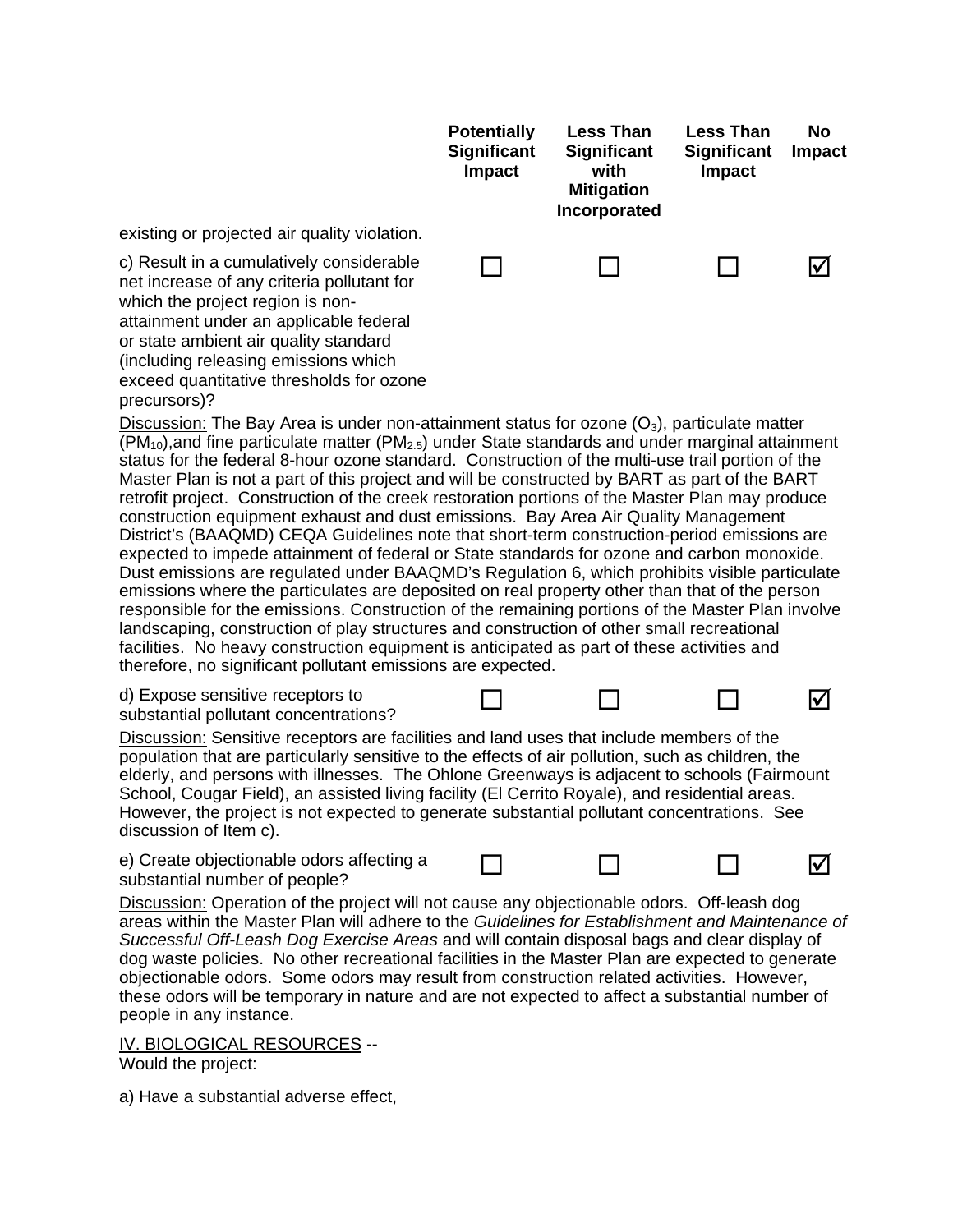| | Potentially Significant Impact | Less Than Significant with Mitigation Incorporated | Less Than Significant Impact | No Impact |
|---|---|---|---|---|
| existing or projected air quality violation. | | | | |
| c) Result in a cumulatively considerable net increase of any criteria pollutant for which the project region is non-attainment under an applicable federal or state ambient air quality standard (including releasing emissions which exceed quantitative thresholds for ozone precursors)? | ☐ | ☐ | ☐ | ☑ |

Discussion: The Bay Area is under non-attainment status for ozone ($O_3$), particulate matter ($PM_{10}$),and fine particulate matter ($PM_{2.5}$) under State standards and under marginal attainment status for the federal 8-hour ozone standard. Construction of the multi-use trail portion of the Master Plan is not a part of this project and will be constructed by BART as part of the BART retrofit project. Construction of the creek restoration portions of the Master Plan may produce construction equipment exhaust and dust emissions. Bay Area Air Quality Management District's (BAAQMD) CEQA Guidelines note that short-term construction-period emissions are expected to impede attainment of federal or State standards for ozone and carbon monoxide. Dust emissions are regulated under BAAQMD's Regulation 6, which prohibits visible particulate emissions where the particulates are deposited on real property other than that of the person responsible for the emissions. Construction of the remaining portions of the Master Plan involve landscaping, construction of play structures and construction of other small recreational facilities. No heavy construction equipment is anticipated as part of these activities and therefore, no significant pollutant emissions are expected.

| | | | | |
|---|---|---|---|---|
| d) Expose sensitive receptors to substantial pollutant concentrations? | ☐ | ☐ | ☐ | ☑ |

Discussion: Sensitive receptors are facilities and land uses that include members of the population that are particularly sensitive to the effects of air pollution, such as children, the elderly, and persons with illnesses. The Ohlone Greenways is adjacent to schools (Fairmount School, Cougar Field), an assisted living facility (El Cerrito Royale), and residential areas. However, the project is not expected to generate substantial pollutant concentrations. See discussion of Item c).

| | | | | |
|---|---|---|---|---|
| e) Create objectionable odors affecting a substantial number of people? | ☐ | ☐ | ☐ | ☑ |

Discussion: Operation of the project will not cause any objectionable odors. Off-leash dog areas within the Master Plan will adhere to the *Guidelines for Establishment and Maintenance of Successful Off-Leash Dog Exercise Areas* and will contain disposal bags and clear display of dog waste policies. No other recreational facilities in the Master Plan are expected to generate objectionable odors. Some odors may result from construction related activities. However, these odors will be temporary in nature and are not expected to affect a substantial number of people in any instance.

IV. BIOLOGICAL RESOURCES --
Would the project:

a) Have a substantial adverse effect,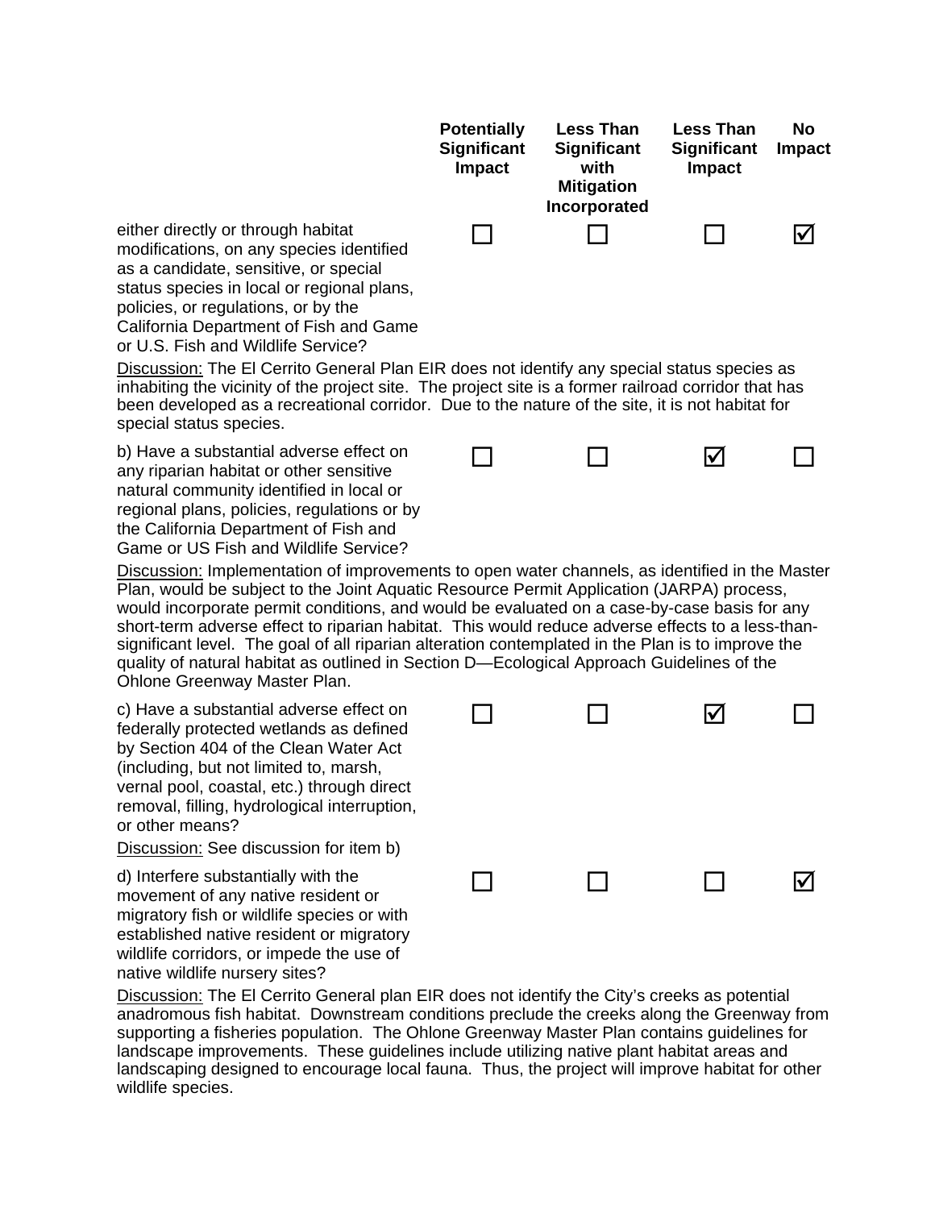| | Potentially Significant Impact | Less Than Significant with Mitigation Incorporated | Less Than Significant Impact | No Impact |
|---|---|---|---|---|
| either directly or through habitat modifications, on any species identified as a candidate, sensitive, or special status species in local or regional plans, policies, or regulations, or by the California Department of Fish and Game or U.S. Fish and Wildlife Service? | ☐ | ☐ | ☐ | ☑ |

Discussion: The El Cerrito General Plan EIR does not identify any special status species as inhabiting the vicinity of the project site. The project site is a former railroad corridor that has been developed as a recreational corridor. Due to the nature of the site, it is not habitat for special status species.

| | Potentially Significant Impact | Less Than Significant with Mitigation Incorporated | Less Than Significant Impact | No Impact |
|---|---|---|---|---|
| b) Have a substantial adverse effect on any riparian habitat or other sensitive natural community identified in local or regional plans, policies, regulations or by the California Department of Fish and Game or US Fish and Wildlife Service? | ☐ | ☐ | ☑ | ☐ |

Discussion: Implementation of improvements to open water channels, as identified in the Master Plan, would be subject to the Joint Aquatic Resource Permit Application (JARPA) process, would incorporate permit conditions, and would be evaluated on a case-by-case basis for any short-term adverse effect to riparian habitat. This would reduce adverse effects to a less-than-significant level. The goal of all riparian alteration contemplated in the Plan is to improve the quality of natural habitat as outlined in Section D—Ecological Approach Guidelines of the Ohlone Greenway Master Plan.

| | Potentially Significant Impact | Less Than Significant with Mitigation Incorporated | Less Than Significant Impact | No Impact |
|---|---|---|---|---|
| c) Have a substantial adverse effect on federally protected wetlands as defined by Section 404 of the Clean Water Act (including, but not limited to, marsh, vernal pool, coastal, etc.) through direct removal, filling, hydrological interruption, or other means? | ☐ | ☐ | ☑ | ☐ |

Discussion: See discussion for item b)

| | Potentially Significant Impact | Less Than Significant with Mitigation Incorporated | Less Than Significant Impact | No Impact |
|---|---|---|---|---|
| d) Interfere substantially with the movement of any native resident or migratory fish or wildlife species or with established native resident or migratory wildlife corridors, or impede the use of native wildlife nursery sites? | ☐ | ☐ | ☐ | ☑ |

Discussion: The El Cerrito General plan EIR does not identify the City's creeks as potential anadromous fish habitat. Downstream conditions preclude the creeks along the Greenway from supporting a fisheries population. The Ohlone Greenway Master Plan contains guidelines for landscape improvements. These guidelines include utilizing native plant habitat areas and landscaping designed to encourage local fauna. Thus, the project will improve habitat for other wildlife species.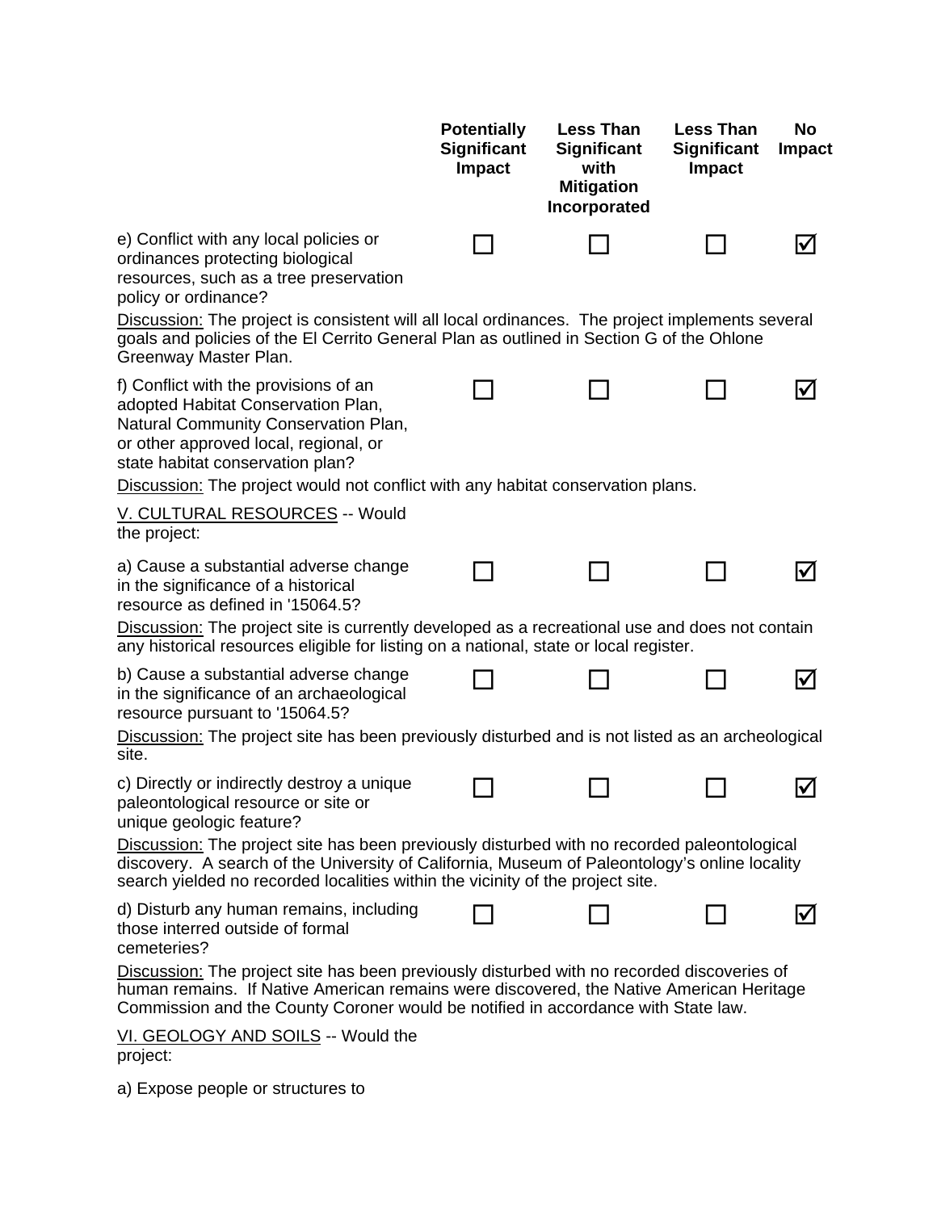| | Potentially Significant Impact | Less Than Significant with Mitigation Incorporated | Less Than Significant Impact | No Impact |
|---|---|---|---|---|
| e) Conflict with any local policies or ordinances protecting biological resources, such as a tree preservation policy or ordinance? | ☐ | ☐ | ☐ | ☑ |

Discussion: The project is consistent will all local ordinances. The project implements several goals and policies of the El Cerrito General Plan as outlined in Section G of the Ohlone Greenway Master Plan.

| | Potentially Significant Impact | Less Than Significant with Mitigation Incorporated | Less Than Significant Impact | No Impact |
|---|---|---|---|---|
| f) Conflict with the provisions of an adopted Habitat Conservation Plan, Natural Community Conservation Plan, or other approved local, regional, or state habitat conservation plan? | ☐ | ☐ | ☐ | ☑ |

Discussion: The project would not conflict with any habitat conservation plans.

V. CULTURAL RESOURCES -- Would the project:

| | Potentially Significant Impact | Less Than Significant with Mitigation Incorporated | Less Than Significant Impact | No Impact |
|---|---|---|---|---|
| a) Cause a substantial adverse change in the significance of a historical resource as defined in '15064.5? | ☐ | ☐ | ☐ | ☑ |

Discussion: The project site is currently developed as a recreational use and does not contain any historical resources eligible for listing on a national, state or local register.

| | Potentially Significant Impact | Less Than Significant with Mitigation Incorporated | Less Than Significant Impact | No Impact |
|---|---|---|---|---|
| b) Cause a substantial adverse change in the significance of an archaeological resource pursuant to '15064.5? | ☐ | ☐ | ☐ | ☑ |

Discussion: The project site has been previously disturbed and is not listed as an archeological site.

| | Potentially Significant Impact | Less Than Significant with Mitigation Incorporated | Less Than Significant Impact | No Impact |
|---|---|---|---|---|
| c) Directly or indirectly destroy a unique paleontological resource or site or unique geologic feature? | ☐ | ☐ | ☐ | ☑ |

Discussion: The project site has been previously disturbed with no recorded paleontological discovery. A search of the University of California, Museum of Paleontology's online locality search yielded no recorded localities within the vicinity of the project site.

| | Potentially Significant Impact | Less Than Significant with Mitigation Incorporated | Less Than Significant Impact | No Impact |
|---|---|---|---|---|
| d) Disturb any human remains, including those interred outside of formal cemeteries? | ☐ | ☐ | ☐ | ☑ |

Discussion: The project site has been previously disturbed with no recorded discoveries of human remains. If Native American remains were discovered, the Native American Heritage Commission and the County Coroner would be notified in accordance with State law.

VI. GEOLOGY AND SOILS -- Would the project:

a) Expose people or structures to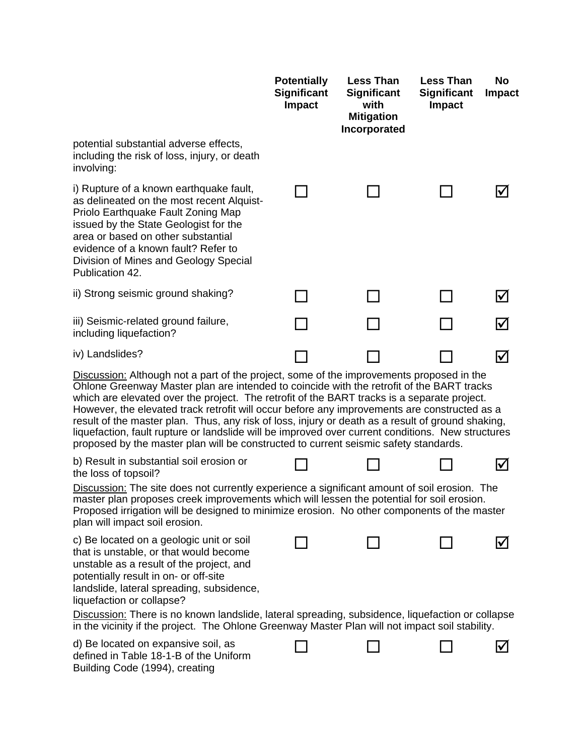| | Potentially Significant Impact | Less Than Significant with Mitigation Incorporated | Less Than Significant Impact | No Impact |
|---|---|---|---|---|
| potential substantial adverse effects, including the risk of loss, injury, or death involving: | | | | |
| i) Rupture of a known earthquake fault, as delineated on the most recent Alquist-Priolo Earthquake Fault Zoning Map issued by the State Geologist for the area or based on other substantial evidence of a known fault? Refer to Division of Mines and Geology Special Publication 42. | ☐ | ☐ | ☐ | ☑ |
| ii) Strong seismic ground shaking? | ☐ | ☐ | ☐ | ☑ |
| iii) Seismic-related ground failure, including liquefaction? | ☐ | ☐ | ☐ | ☑ |
| iv) Landslides? | ☐ | ☐ | ☐ | ☑ |

Discussion: Although not a part of the project, some of the improvements proposed in the Ohlone Greenway Master plan are intended to coincide with the retrofit of the BART tracks which are elevated over the project. The retrofit of the BART tracks is a separate project. However, the elevated track retrofit will occur before any improvements are constructed as a result of the master plan. Thus, any risk of loss, injury or death as a result of ground shaking, liquefaction, fault rupture or landslide will be improved over current conditions. New structures proposed by the master plan will be constructed to current seismic safety standards.

| | Potentially Significant Impact | Less Than Significant with Mitigation Incorporated | Less Than Significant Impact | No Impact |
|---|---|---|---|---|
| b) Result in substantial soil erosion or the loss of topsoil? | ☐ | ☐ | ☐ | ☑ |

Discussion: The site does not currently experience a significant amount of soil erosion. The master plan proposes creek improvements which will lessen the potential for soil erosion. Proposed irrigation will be designed to minimize erosion. No other components of the master plan will impact soil erosion.

| | Potentially Significant Impact | Less Than Significant with Mitigation Incorporated | Less Than Significant Impact | No Impact |
|---|---|---|---|---|
| c) Be located on a geologic unit or soil that is unstable, or that would become unstable as a result of the project, and potentially result in on- or off-site landslide, lateral spreading, subsidence, liquefaction or collapse? | ☐ | ☐ | ☐ | ☑ |

Discussion: There is no known landslide, lateral spreading, subsidence, liquefaction or collapse in the vicinity if the project. The Ohlone Greenway Master Plan will not impact soil stability.

| | Potentially Significant Impact | Less Than Significant with Mitigation Incorporated | Less Than Significant Impact | No Impact |
|---|---|---|---|---|
| d) Be located on expansive soil, as defined in Table 18-1-B of the Uniform Building Code (1994), creating | ☐ | ☐ | ☐ | ☑ |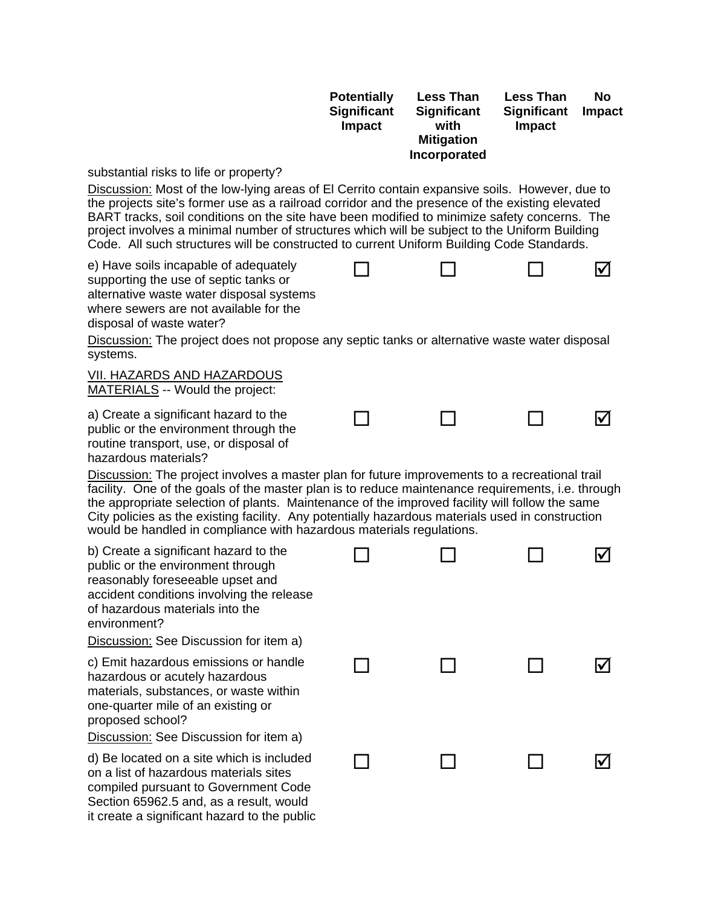| | Potentially Significant Impact | Less Than Significant with Mitigation Incorporated | Less Than Significant Impact | No Impact |
|---|---|---|---|---|

substantial risks to life or property?

Discussion: Most of the low-lying areas of El Cerrito contain expansive soils. However, due to the projects site's former use as a railroad corridor and the presence of the existing elevated BART tracks, soil conditions on the site have been modified to minimize safety concerns. The project involves a minimal number of structures which will be subject to the Uniform Building Code. All such structures will be constructed to current Uniform Building Code Standards.

| | Potentially Significant Impact | Less Than Significant with Mitigation Incorporated | Less Than Significant Impact | No Impact |
|---|---|---|---|---|
| e) Have soils incapable of adequately supporting the use of septic tanks or alternative waste water disposal systems where sewers are not available for the disposal of waste water? | ☐ | ☐ | ☐ | ☑ |

Discussion: The project does not propose any septic tanks or alternative waste water disposal systems.

VII. HAZARDS AND HAZARDOUS MATERIALS -- Would the project:

| | Potentially Significant Impact | Less Than Significant with Mitigation Incorporated | Less Than Significant Impact | No Impact |
|---|---|---|---|---|
| a) Create a significant hazard to the public or the environment through the routine transport, use, or disposal of hazardous materials? | ☐ | ☐ | ☐ | ☑ |

Discussion: The project involves a master plan for future improvements to a recreational trail facility. One of the goals of the master plan is to reduce maintenance requirements, i.e. through the appropriate selection of plants. Maintenance of the improved facility will follow the same City policies as the existing facility. Any potentially hazardous materials used in construction would be handled in compliance with hazardous materials regulations.

| | Potentially Significant Impact | Less Than Significant with Mitigation Incorporated | Less Than Significant Impact | No Impact |
|---|---|---|---|---|
| b) Create a significant hazard to the public or the environment through reasonably foreseeable upset and accident conditions involving the release of hazardous materials into the environment? | ☐ | ☐ | ☐ | ☑ |

Discussion: See Discussion for item a)

| | Potentially Significant Impact | Less Than Significant with Mitigation Incorporated | Less Than Significant Impact | No Impact |
|---|---|---|---|---|
| c) Emit hazardous emissions or handle hazardous or acutely hazardous materials, substances, or waste within one-quarter mile of an existing or proposed school? | ☐ | ☐ | ☐ | ☑ |

Discussion: See Discussion for item a)

| | Potentially Significant Impact | Less Than Significant with Mitigation Incorporated | Less Than Significant Impact | No Impact |
|---|---|---|---|---|
| d) Be located on a site which is included on a list of hazardous materials sites compiled pursuant to Government Code Section 65962.5 and, as a result, would it create a significant hazard to the public | ☐ | ☐ | ☐ | ☑ |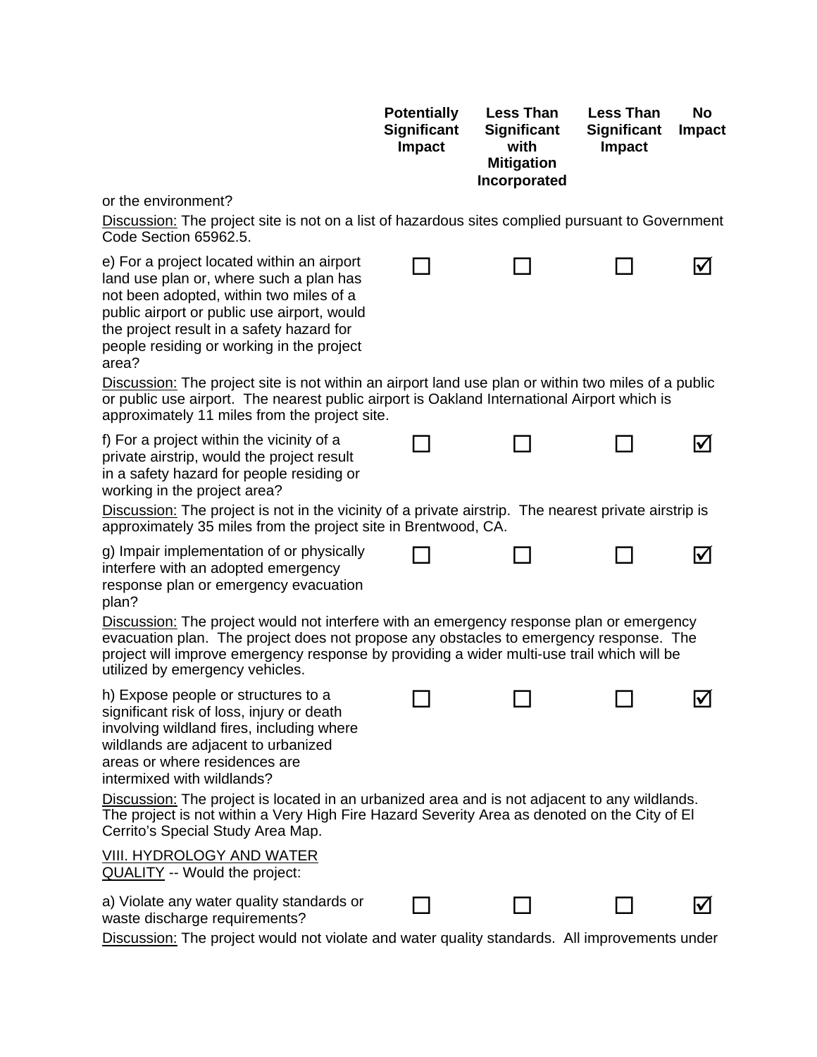| | Potentially Significant Impact | Less Than Significant with Mitigation Incorporated | Less Than Significant Impact | No Impact |
|---|---|---|---|---|

or the environment?

Discussion: The project site is not on a list of hazardous sites complied pursuant to Government Code Section 65962.5.

| | Potentially Significant Impact | Less Than Significant with Mitigation Incorporated | Less Than Significant Impact | No Impact |
|---|---|---|---|---|
| e) For a project located within an airport land use plan or, where such a plan has not been adopted, within two miles of a public airport or public use airport, would the project result in a safety hazard for people residing or working in the project area? | ☐ | ☐ | ☐ | ☑ |

Discussion: The project site is not within an airport land use plan or within two miles of a public or public use airport. The nearest public airport is Oakland International Airport which is approximately 11 miles from the project site.

| | Potentially Significant Impact | Less Than Significant with Mitigation Incorporated | Less Than Significant Impact | No Impact |
|---|---|---|---|---|
| f) For a project within the vicinity of a private airstrip, would the project result in a safety hazard for people residing or working in the project area? | ☐ | ☐ | ☐ | ☑ |

Discussion: The project is not in the vicinity of a private airstrip. The nearest private airstrip is approximately 35 miles from the project site in Brentwood, CA.

| | Potentially Significant Impact | Less Than Significant with Mitigation Incorporated | Less Than Significant Impact | No Impact |
|---|---|---|---|---|
| g) Impair implementation of or physically interfere with an adopted emergency response plan or emergency evacuation plan? | ☐ | ☐ | ☐ | ☑ |

Discussion: The project would not interfere with an emergency response plan or emergency evacuation plan. The project does not propose any obstacles to emergency response. The project will improve emergency response by providing a wider multi-use trail which will be utilized by emergency vehicles.

| | Potentially Significant Impact | Less Than Significant with Mitigation Incorporated | Less Than Significant Impact | No Impact |
|---|---|---|---|---|
| h) Expose people or structures to a significant risk of loss, injury or death involving wildland fires, including where wildlands are adjacent to urbanized areas or where residences are intermixed with wildlands? | ☐ | ☐ | ☐ | ☑ |

Discussion: The project is located in an urbanized area and is not adjacent to any wildlands. The project is not within a Very High Fire Hazard Severity Area as denoted on the City of El Cerrito's Special Study Area Map.

VIII. HYDROLOGY AND WATER QUALITY -- Would the project:

| | Potentially Significant Impact | Less Than Significant with Mitigation Incorporated | Less Than Significant Impact | No Impact |
|---|---|---|---|---|
| a) Violate any water quality standards or waste discharge requirements? | ☐ | ☐ | ☐ | ☑ |

Discussion: The project would not violate and water quality standards. All improvements under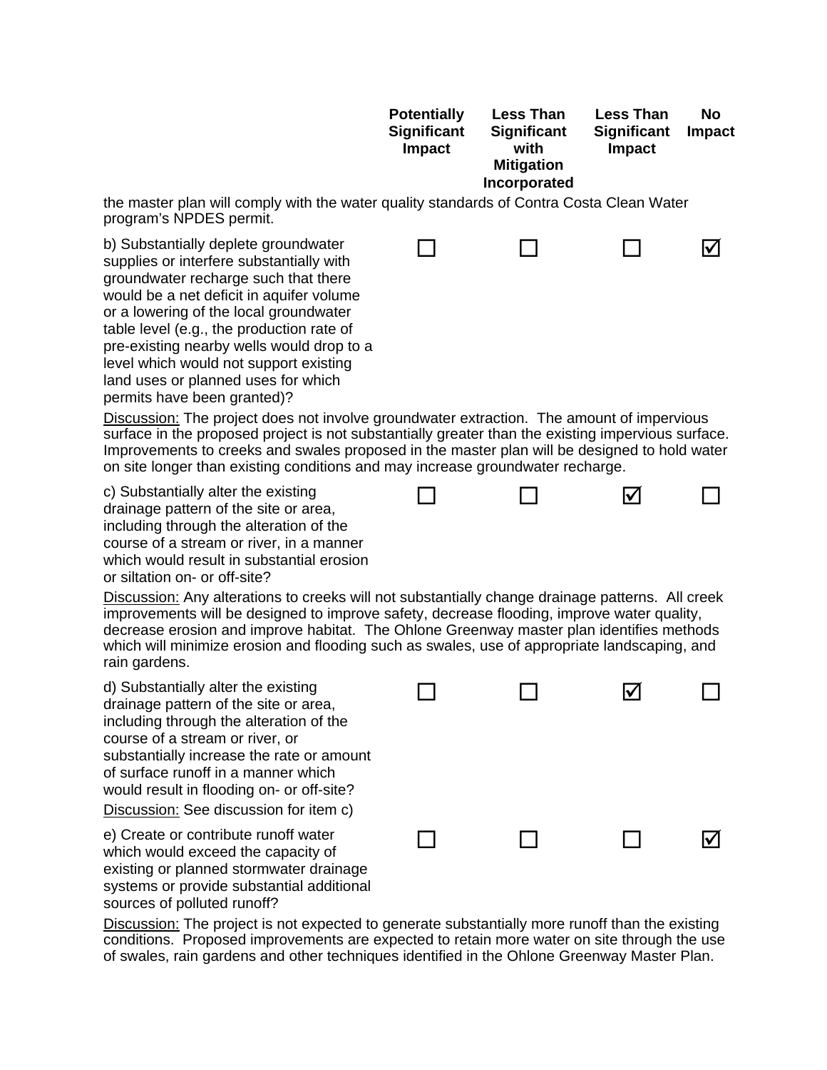| | Potentially Significant Impact | Less Than Significant with Mitigation Incorporated | Less Than Significant Impact | No Impact |
|---|---|---|---|---|

the master plan will comply with the water quality standards of Contra Costa Clean Water program's NPDES permit.

| | Potentially Significant Impact | Less Than Significant with Mitigation Incorporated | Less Than Significant Impact | No Impact |
|---|---|---|---|---|
| b) Substantially deplete groundwater supplies or interfere substantially with groundwater recharge such that there would be a net deficit in aquifer volume or a lowering of the local groundwater table level (e.g., the production rate of pre-existing nearby wells would drop to a level which would not support existing land uses or planned uses for which permits have been granted)? | ☐ | ☐ | ☐ | ☑ |

Discussion: The project does not involve groundwater extraction. The amount of impervious surface in the proposed project is not substantially greater than the existing impervious surface. Improvements to creeks and swales proposed in the master plan will be designed to hold water on site longer than existing conditions and may increase groundwater recharge.

| | Potentially Significant Impact | Less Than Significant with Mitigation Incorporated | Less Than Significant Impact | No Impact |
|---|---|---|---|---|
| c) Substantially alter the existing drainage pattern of the site or area, including through the alteration of the course of a stream or river, in a manner which would result in substantial erosion or siltation on- or off-site? | ☐ | ☐ | ☑ | ☐ |

Discussion: Any alterations to creeks will not substantially change drainage patterns. All creek improvements will be designed to improve safety, decrease flooding, improve water quality, decrease erosion and improve habitat. The Ohlone Greenway master plan identifies methods which will minimize erosion and flooding such as swales, use of appropriate landscaping, and rain gardens.

| | Potentially Significant Impact | Less Than Significant with Mitigation Incorporated | Less Than Significant Impact | No Impact |
|---|---|---|---|---|
| d) Substantially alter the existing drainage pattern of the site or area, including through the alteration of the course of a stream or river, or substantially increase the rate or amount of surface runoff in a manner which would result in flooding on- or off-site? | ☐ | ☐ | ☑ | ☐ |

Discussion: See discussion for item c)

| | Potentially Significant Impact | Less Than Significant with Mitigation Incorporated | Less Than Significant Impact | No Impact |
|---|---|---|---|---|
| e) Create or contribute runoff water which would exceed the capacity of existing or planned stormwater drainage systems or provide substantial additional sources of polluted runoff? | ☐ | ☐ | ☐ | ☑ |

Discussion: The project is not expected to generate substantially more runoff than the existing conditions. Proposed improvements are expected to retain more water on site through the use of swales, rain gardens and other techniques identified in the Ohlone Greenway Master Plan.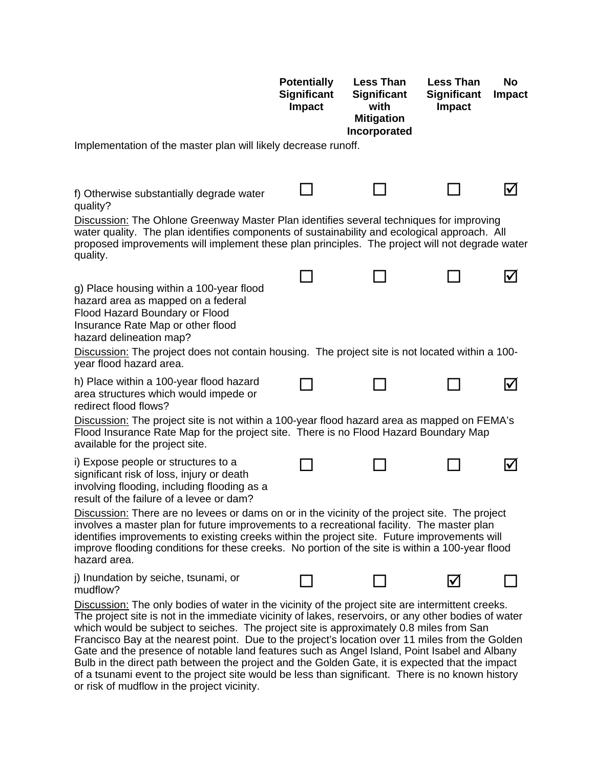| | Potentially Significant Impact | Less Than Significant with Mitigation Incorporated | Less Than Significant Impact | No Impact |
|---|---|---|---|---|

Implementation of the master plan will likely decrease runoff.

| | Potentially Significant Impact | Less Than Significant with Mitigation Incorporated | Less Than Significant Impact | No Impact |
|---|---|---|---|---|
| f) Otherwise substantially degrade water quality? | ☐ | ☐ | ☐ | ☑ |

Discussion: The Ohlone Greenway Master Plan identifies several techniques for improving water quality. The plan identifies components of sustainability and ecological approach. All proposed improvements will implement these plan principles. The project will not degrade water quality.

| | Potentially Significant Impact | Less Than Significant with Mitigation Incorporated | Less Than Significant Impact | No Impact |
|---|---|---|---|---|
| g) Place housing within a 100-year flood hazard area as mapped on a federal Flood Hazard Boundary or Flood Insurance Rate Map or other flood hazard delineation map? | ☐ | ☐ | ☐ | ☑ |

Discussion: The project does not contain housing. The project site is not located within a 100-year flood hazard area.

| | Potentially Significant Impact | Less Than Significant with Mitigation Incorporated | Less Than Significant Impact | No Impact |
|---|---|---|---|---|
| h) Place within a 100-year flood hazard area structures which would impede or redirect flood flows? | ☐ | ☐ | ☐ | ☑ |

Discussion: The project site is not within a 100-year flood hazard area as mapped on FEMA's Flood Insurance Rate Map for the project site. There is no Flood Hazard Boundary Map available for the project site.

| | Potentially Significant Impact | Less Than Significant with Mitigation Incorporated | Less Than Significant Impact | No Impact |
|---|---|---|---|---|
| i) Expose people or structures to a significant risk of loss, injury or death involving flooding, including flooding as a result of the failure of a levee or dam? | ☐ | ☐ | ☐ | ☑ |

Discussion: There are no levees or dams on or in the vicinity of the project site. The project involves a master plan for future improvements to a recreational facility. The master plan identifies improvements to existing creeks within the project site. Future improvements will improve flooding conditions for these creeks. No portion of the site is within a 100-year flood hazard area.

| | Potentially Significant Impact | Less Than Significant with Mitigation Incorporated | Less Than Significant Impact | No Impact |
|---|---|---|---|---|
| j) Inundation by seiche, tsunami, or mudflow? | ☐ | ☐ | ☑ | ☐ |

Discussion: The only bodies of water in the vicinity of the project site are intermittent creeks. The project site is not in the immediate vicinity of lakes, reservoirs, or any other bodies of water which would be subject to seiches. The project site is approximately 0.8 miles from San Francisco Bay at the nearest point. Due to the project's location over 11 miles from the Golden Gate and the presence of notable land features such as Angel Island, Point Isabel and Albany Bulb in the direct path between the project and the Golden Gate, it is expected that the impact of a tsunami event to the project site would be less than significant. There is no known history or risk of mudflow in the project vicinity.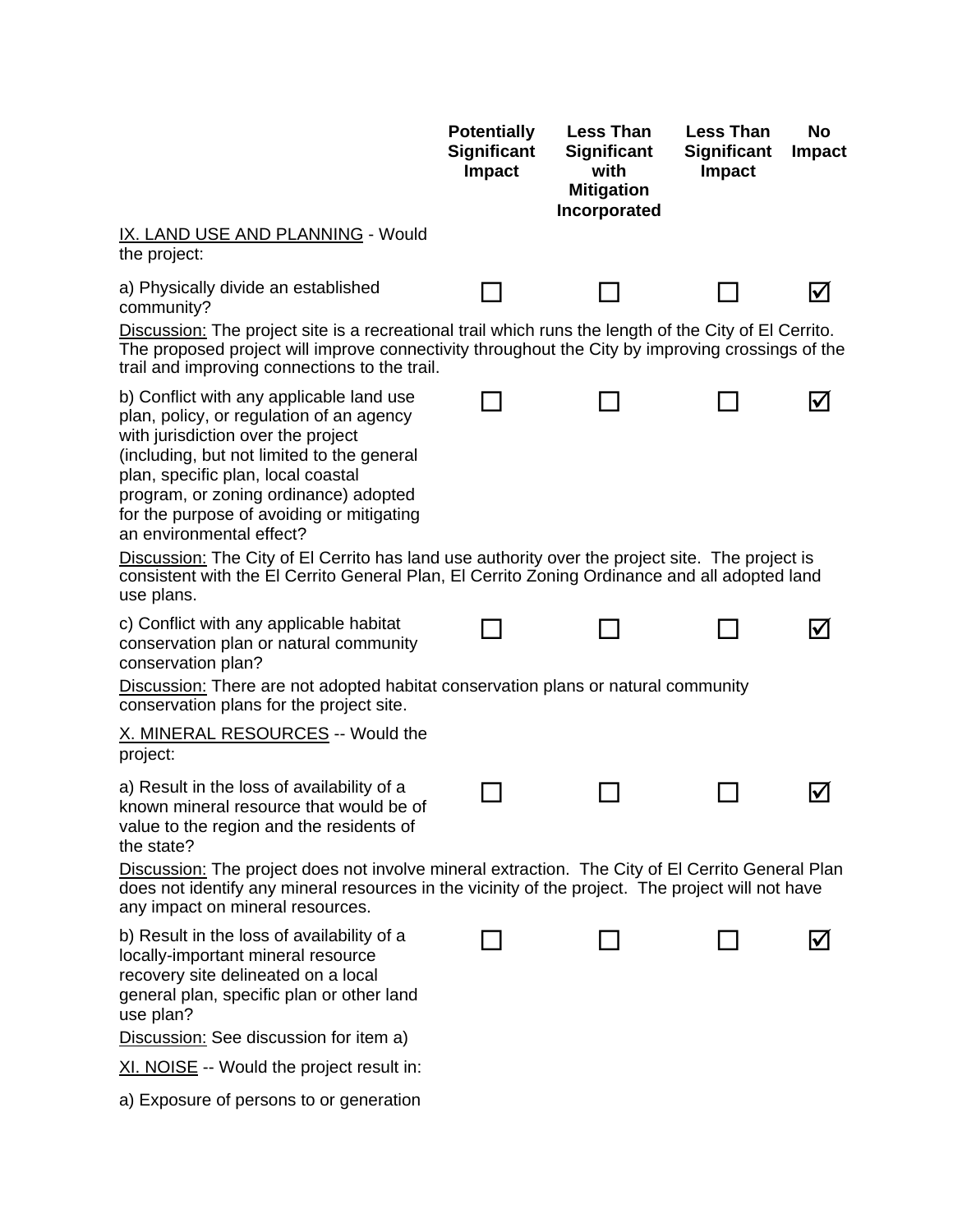| | Potentially Significant Impact | Less Than Significant with Mitigation Incorporated | Less Than Significant Impact | No Impact |
|---|---|---|---|---|
| IX. LAND USE AND PLANNING - Would the project: | | | | |
| a) Physically divide an established community? | ☐ | ☐ | ☐ | ☑ |

Discussion: The project site is a recreational trail which runs the length of the City of El Cerrito. The proposed project will improve connectivity throughout the City by improving crossings of the trail and improving connections to the trail.

| | Potentially Significant Impact | Less Than Significant with Mitigation Incorporated | Less Than Significant Impact | No Impact |
|---|---|---|---|---|
| b) Conflict with any applicable land use plan, policy, or regulation of an agency with jurisdiction over the project (including, but not limited to the general plan, specific plan, local coastal program, or zoning ordinance) adopted for the purpose of avoiding or mitigating an environmental effect? | ☐ | ☐ | ☐ | ☑ |

Discussion: The City of El Cerrito has land use authority over the project site. The project is consistent with the El Cerrito General Plan, El Cerrito Zoning Ordinance and all adopted land use plans.

| | Potentially Significant Impact | Less Than Significant with Mitigation Incorporated | Less Than Significant Impact | No Impact |
|---|---|---|---|---|
| c) Conflict with any applicable habitat conservation plan or natural community conservation plan? | ☐ | ☐ | ☐ | ☑ |

Discussion: There are not adopted habitat conservation plans or natural community conservation plans for the project site.

| | Potentially Significant Impact | Less Than Significant with Mitigation Incorporated | Less Than Significant Impact | No Impact |
|---|---|---|---|---|
| X. MINERAL RESOURCES -- Would the project: | | | | |
| a) Result in the loss of availability of a known mineral resource that would be of value to the region and the residents of the state? | ☐ | ☐ | ☐ | ☑ |

Discussion: The project does not involve mineral extraction. The City of El Cerrito General Plan does not identify any mineral resources in the vicinity of the project. The project will not have any impact on mineral resources.

| | Potentially Significant Impact | Less Than Significant with Mitigation Incorporated | Less Than Significant Impact | No Impact |
|---|---|---|---|---|
| b) Result in the loss of availability of a locally-important mineral resource recovery site delineated on a local general plan, specific plan or other land use plan? | ☐ | ☐ | ☐ | ☑ |

Discussion: See discussion for item a)

XI. NOISE -- Would the project result in:

a) Exposure of persons to or generation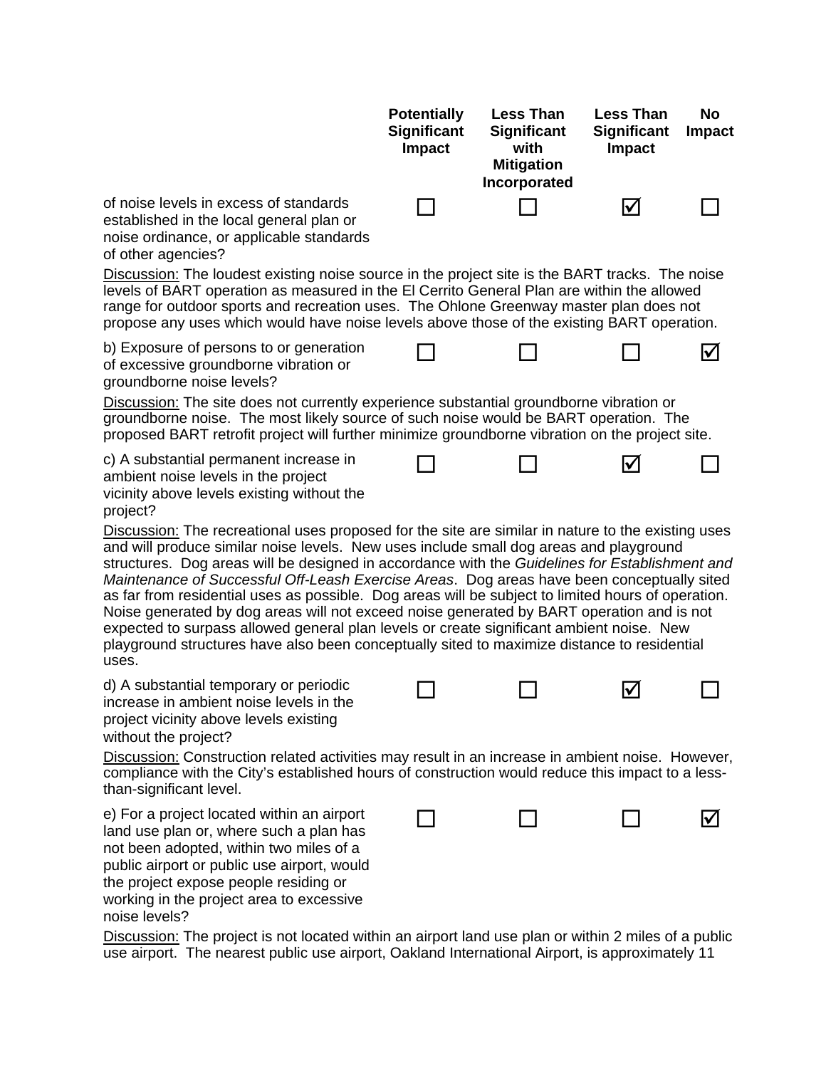| | Potentially Significant Impact | Less Than Significant with Mitigation Incorporated | Less Than Significant Impact | No Impact |
|---|---|---|---|---|
| of noise levels in excess of standards established in the local general plan or noise ordinance, or applicable standards of other agencies? | ☐ | ☐ | ☑ | ☐ |

Discussion: The loudest existing noise source in the project site is the BART tracks. The noise levels of BART operation as measured in the El Cerrito General Plan are within the allowed range for outdoor sports and recreation uses. The Ohlone Greenway master plan does not propose any uses which would have noise levels above those of the existing BART operation.

| | Potentially Significant Impact | Less Than Significant with Mitigation Incorporated | Less Than Significant Impact | No Impact |
|---|---|---|---|---|
| b) Exposure of persons to or generation of excessive groundborne vibration or groundborne noise levels? | ☐ | ☐ | ☐ | ☑ |

Discussion: The site does not currently experience substantial groundborne vibration or groundborne noise. The most likely source of such noise would be BART operation. The proposed BART retrofit project will further minimize groundborne vibration on the project site.

| | Potentially Significant Impact | Less Than Significant with Mitigation Incorporated | Less Than Significant Impact | No Impact |
|---|---|---|---|---|
| c) A substantial permanent increase in ambient noise levels in the project vicinity above levels existing without the project? | ☐ | ☐ | ☑ | ☐ |

Discussion: The recreational uses proposed for the site are similar in nature to the existing uses and will produce similar noise levels. New uses include small dog areas and playground structures. Dog areas will be designed in accordance with the *Guidelines for Establishment and Maintenance of Successful Off-Leash Exercise Areas*. Dog areas have been conceptually sited as far from residential uses as possible. Dog areas will be subject to limited hours of operation. Noise generated by dog areas will not exceed noise generated by BART operation and is not expected to surpass allowed general plan levels or create significant ambient noise. New playground structures have also been conceptually sited to maximize distance to residential uses.

| | Potentially Significant Impact | Less Than Significant with Mitigation Incorporated | Less Than Significant Impact | No Impact |
|---|---|---|---|---|
| d) A substantial temporary or periodic increase in ambient noise levels in the project vicinity above levels existing without the project? | ☐ | ☐ | ☑ | ☐ |

Discussion: Construction related activities may result in an increase in ambient noise. However, compliance with the City's established hours of construction would reduce this impact to a less-than-significant level.

| | Potentially Significant Impact | Less Than Significant with Mitigation Incorporated | Less Than Significant Impact | No Impact |
|---|---|---|---|---|
| e) For a project located within an airport land use plan or, where such a plan has not been adopted, within two miles of a public airport or public use airport, would the project expose people residing or working in the project area to excessive noise levels? | ☐ | ☐ | ☐ | ☑ |

Discussion: The project is not located within an airport land use plan or within 2 miles of a public use airport. The nearest public use airport, Oakland International Airport, is approximately 11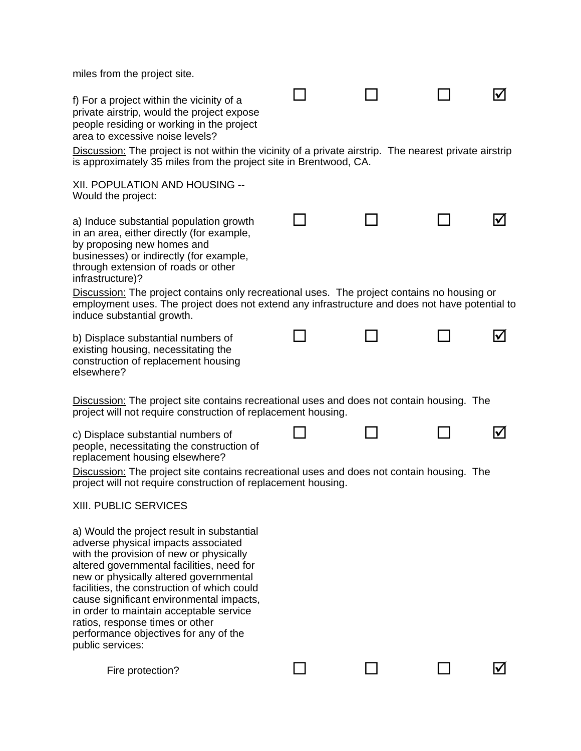miles from the project site.

| | | | | |
|---|---|---|---|---|
| f) For a project within the vicinity of a private airstrip, would the project expose people residing or working in the project area to excessive noise levels? | ☐ | ☐ | ☐ | ☑ |

Discussion: The project is not within the vicinity of a private airstrip. The nearest private airstrip is approximately 35 miles from the project site in Brentwood, CA.

XII. POPULATION AND HOUSING -- Would the project:

| | | | | |
|---|---|---|---|---|
| a) Induce substantial population growth in an area, either directly (for example, by proposing new homes and businesses) or indirectly (for example, through extension of roads or other infrastructure)? | ☐ | ☐ | ☐ | ☑ |

Discussion: The project contains only recreational uses. The project contains no housing or employment uses. The project does not extend any infrastructure and does not have potential to induce substantial growth.

| | | | | |
|---|---|---|---|---|
| b) Displace substantial numbers of existing housing, necessitating the construction of replacement housing elsewhere? | ☐ | ☐ | ☐ | ☑ |

Discussion: The project site contains recreational uses and does not contain housing. The project will not require construction of replacement housing.

| | | | | |
|---|---|---|---|---|
| c) Displace substantial numbers of people, necessitating the construction of replacement housing elsewhere? | ☐ | ☐ | ☐ | ☑ |

Discussion: The project site contains recreational uses and does not contain housing. The project will not require construction of replacement housing.

XIII. PUBLIC SERVICES

a) Would the project result in substantial adverse physical impacts associated with the provision of new or physically altered governmental facilities, need for new or physically altered governmental facilities, the construction of which could cause significant environmental impacts, in order to maintain acceptable service ratios, response times or other performance objectives for any of the public services:

| | | | | |
|---|---|---|---|---|
| Fire protection? | ☐ | ☐ | ☐ | ☑ |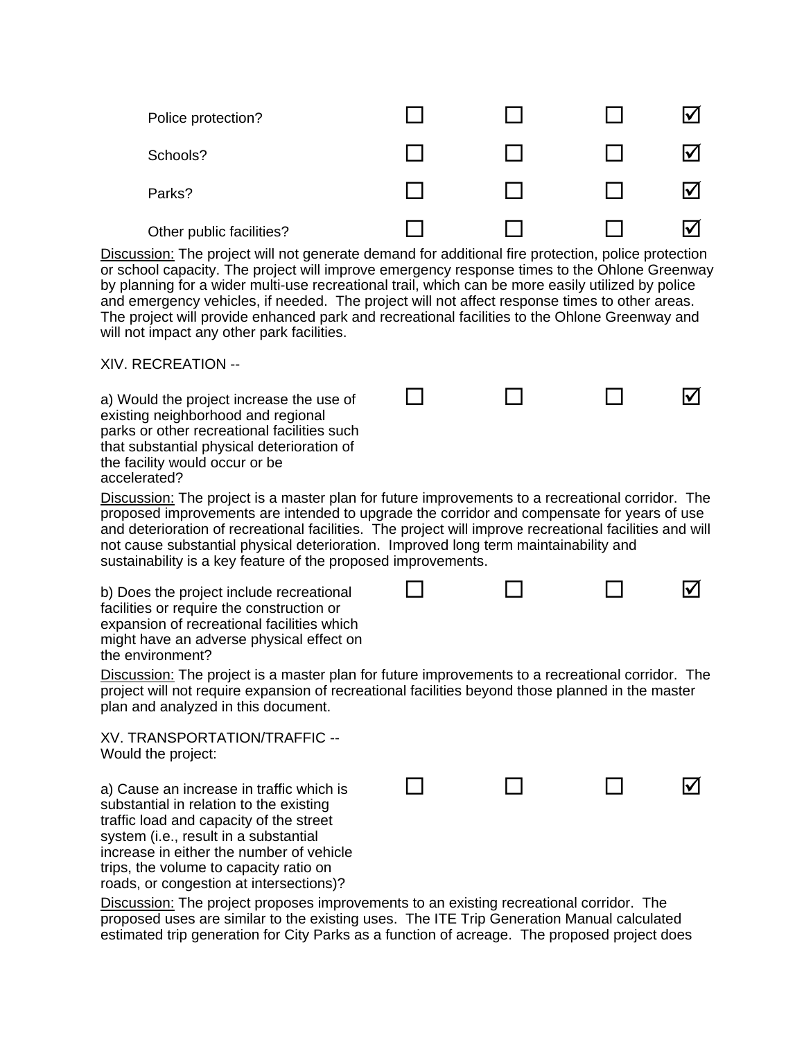| | | | | |
|---|---|---|---|---|
| Police protection? | ☐ | ☐ | ☐ | ☑ |
| Schools? | ☐ | ☐ | ☐ | ☑ |
| Parks? | ☐ | ☐ | ☐ | ☑ |
| Other public facilities? | ☐ | ☐ | ☐ | ☑ |

<u>Discussion:</u> The project will not generate demand for additional fire protection, police protection or school capacity. The project will improve emergency response times to the Ohlone Greenway by planning for a wider multi-use recreational trail, which can be more easily utilized by police and emergency vehicles, if needed. The project will not affect response times to other areas. The project will provide enhanced park and recreational facilities to the Ohlone Greenway and will not impact any other park facilities.

XIV. RECREATION --

| | | | | |
|---|---|---|---|---|
| a) Would the project increase the use of existing neighborhood and regional parks or other recreational facilities such that substantial physical deterioration of the facility would occur or be accelerated? | ☐ | ☐ | ☐ | ☑ |

<u>Discussion:</u> The project is a master plan for future improvements to a recreational corridor. The proposed improvements are intended to upgrade the corridor and compensate for years of use and deterioration of recreational facilities. The project will improve recreational facilities and will not cause substantial physical deterioration. Improved long term maintainability and sustainability is a key feature of the proposed improvements.

| | | | | |
|---|---|---|---|---|
| b) Does the project include recreational facilities or require the construction or expansion of recreational facilities which might have an adverse physical effect on the environment? | ☐ | ☐ | ☐ | ☑ |

<u>Discussion:</u> The project is a master plan for future improvements to a recreational corridor. The project will not require expansion of recreational facilities beyond those planned in the master plan and analyzed in this document.

XV. TRANSPORTATION/TRAFFIC --
Would the project:

| | | | | |
|---|---|---|---|---|
| a) Cause an increase in traffic which is substantial in relation to the existing traffic load and capacity of the street system (i.e., result in a substantial increase in either the number of vehicle trips, the volume to capacity ratio on roads, or congestion at intersections)? | ☐ | ☐ | ☐ | ☑ |

<u>Discussion:</u> The project proposes improvements to an existing recreational corridor. The proposed uses are similar to the existing uses. The ITE Trip Generation Manual calculated estimated trip generation for City Parks as a function of acreage. The proposed project does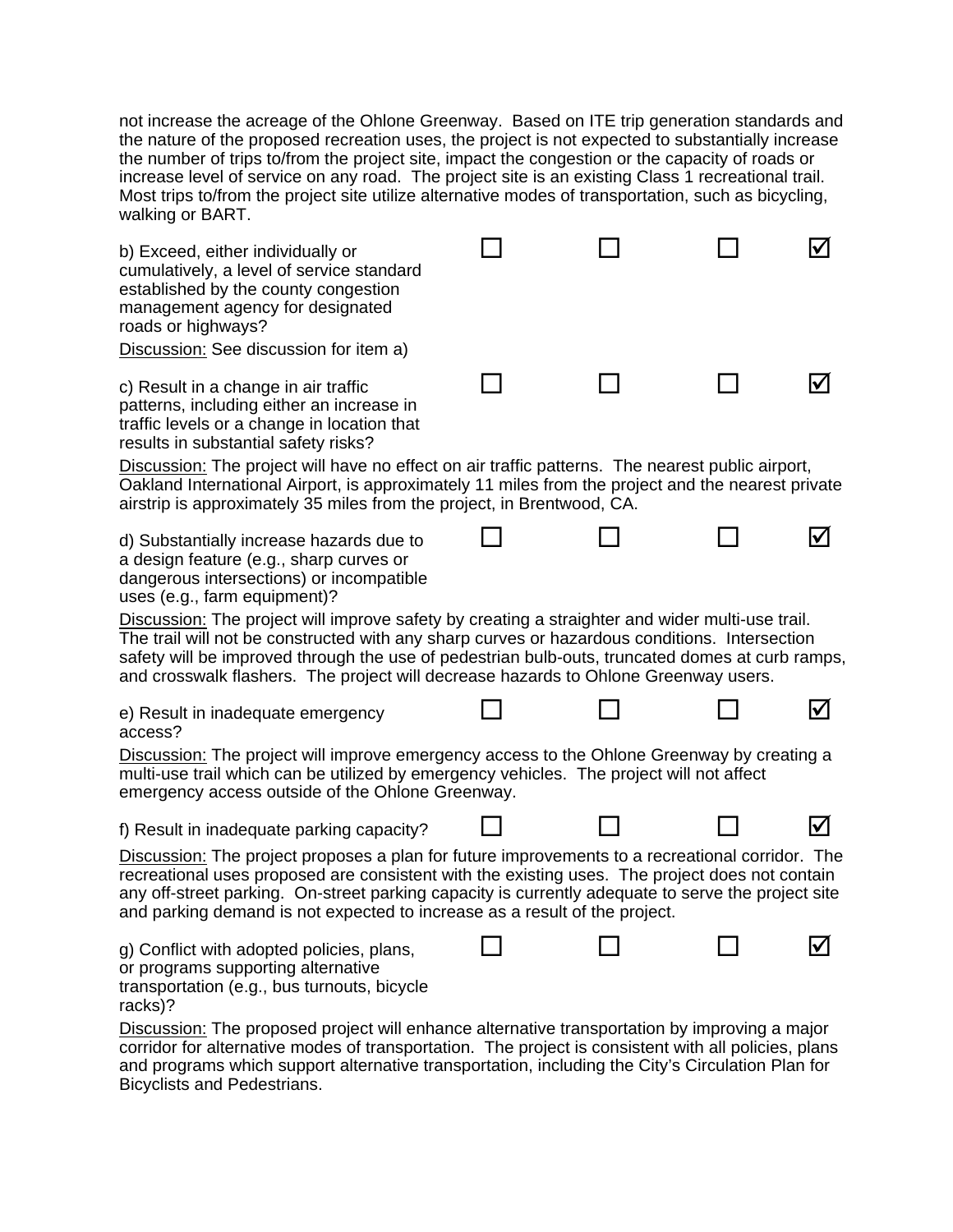not increase the acreage of the Ohlone Greenway. Based on ITE trip generation standards and the nature of the proposed recreation uses, the project is not expected to substantially increase the number of trips to/from the project site, impact the congestion or the capacity of roads or increase level of service on any road. The project site is an existing Class 1 recreational trail. Most trips to/from the project site utilize alternative modes of transportation, such as bicycling, walking or BART.

| | | | | |
|---|---|---|---|---|
| b) Exceed, either individually or cumulatively, a level of service standard established by the county congestion management agency for designated roads or highways? | ☐ | ☐ | ☐ | ☑ |

Discussion: See discussion for item a)

| | | | | |
|---|---|---|---|---|
| c) Result in a change in air traffic patterns, including either an increase in traffic levels or a change in location that results in substantial safety risks? | ☐ | ☐ | ☐ | ☑ |

Discussion: The project will have no effect on air traffic patterns. The nearest public airport, Oakland International Airport, is approximately 11 miles from the project and the nearest private airstrip is approximately 35 miles from the project, in Brentwood, CA.

| | | | | |
|---|---|---|---|---|
| d) Substantially increase hazards due to a design feature (e.g., sharp curves or dangerous intersections) or incompatible uses (e.g., farm equipment)? | ☐ | ☐ | ☐ | ☑ |

Discussion: The project will improve safety by creating a straighter and wider multi-use trail. The trail will not be constructed with any sharp curves or hazardous conditions. Intersection safety will be improved through the use of pedestrian bulb-outs, truncated domes at curb ramps, and crosswalk flashers. The project will decrease hazards to Ohlone Greenway users.

| | | | | |
|---|---|---|---|---|
| e) Result in inadequate emergency access? | ☐ | ☐ | ☐ | ☑ |

Discussion: The project will improve emergency access to the Ohlone Greenway by creating a multi-use trail which can be utilized by emergency vehicles. The project will not affect emergency access outside of the Ohlone Greenway.

| | | | | |
|---|---|---|---|---|
| f) Result in inadequate parking capacity? | ☐ | ☐ | ☐ | ☑ |

Discussion: The project proposes a plan for future improvements to a recreational corridor. The recreational uses proposed are consistent with the existing uses. The project does not contain any off-street parking. On-street parking capacity is currently adequate to serve the project site and parking demand is not expected to increase as a result of the project.

| | | | | |
|---|---|---|---|---|
| g) Conflict with adopted policies, plans, or programs supporting alternative transportation (e.g., bus turnouts, bicycle racks)? | ☐ | ☐ | ☐ | ☑ |

Discussion: The proposed project will enhance alternative transportation by improving a major corridor for alternative modes of transportation. The project is consistent with all policies, plans and programs which support alternative transportation, including the City's Circulation Plan for Bicyclists and Pedestrians.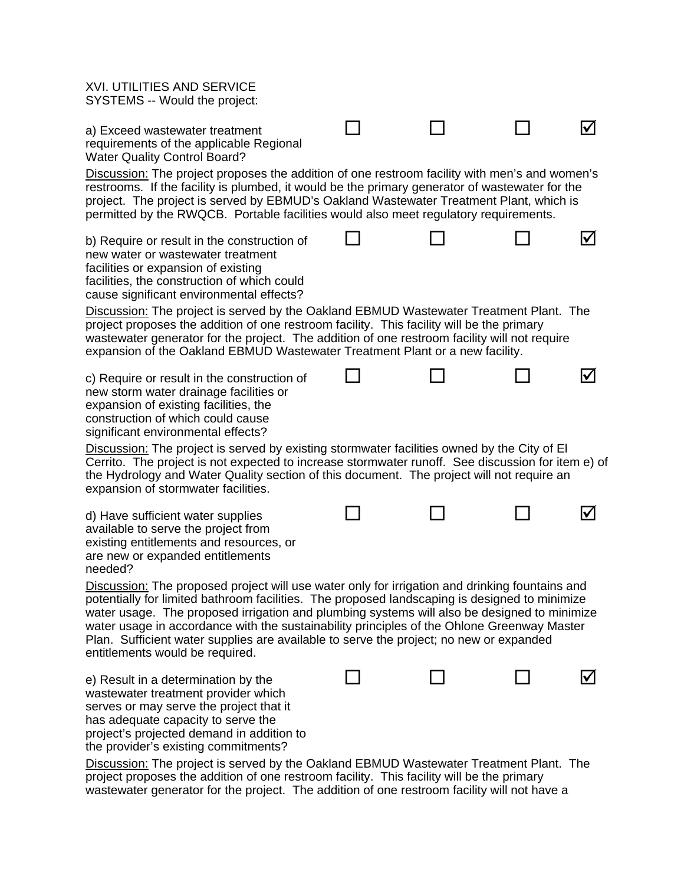XVI. UTILITIES AND SERVICE SYSTEMS -- Would the project:

| | | | | |
|---|---|---|---|---|
| a) Exceed wastewater treatment requirements of the applicable Regional Water Quality Control Board? | ☐ | ☐ | ☐ | ☑ |

Discussion: The project proposes the addition of one restroom facility with men's and women's restrooms. If the facility is plumbed, it would be the primary generator of wastewater for the project. The project is served by EBMUD's Oakland Wastewater Treatment Plant, which is permitted by the RWQCB. Portable facilities would also meet regulatory requirements.

| | | | | |
|---|---|---|---|---|
| b) Require or result in the construction of new water or wastewater treatment facilities or expansion of existing facilities, the construction of which could cause significant environmental effects? | ☐ | ☐ | ☐ | ☑ |

Discussion: The project is served by the Oakland EBMUD Wastewater Treatment Plant. The project proposes the addition of one restroom facility. This facility will be the primary wastewater generator for the project. The addition of one restroom facility will not require expansion of the Oakland EBMUD Wastewater Treatment Plant or a new facility.

| | | | | |
|---|---|---|---|---|
| c) Require or result in the construction of new storm water drainage facilities or expansion of existing facilities, the construction of which could cause significant environmental effects? | ☐ | ☐ | ☐ | ☑ |

Discussion: The project is served by existing stormwater facilities owned by the City of El Cerrito. The project is not expected to increase stormwater runoff. See discussion for item e) of the Hydrology and Water Quality section of this document. The project will not require an expansion of stormwater facilities.

| | | | | |
|---|---|---|---|---|
| d) Have sufficient water supplies available to serve the project from existing entitlements and resources, or are new or expanded entitlements needed? | ☐ | ☐ | ☐ | ☑ |

Discussion: The proposed project will use water only for irrigation and drinking fountains and potentially for limited bathroom facilities. The proposed landscaping is designed to minimize water usage. The proposed irrigation and plumbing systems will also be designed to minimize water usage in accordance with the sustainability principles of the Ohlone Greenway Master Plan. Sufficient water supplies are available to serve the project; no new or expanded entitlements would be required.

| | | | | |
|---|---|---|---|---|
| e) Result in a determination by the wastewater treatment provider which serves or may serve the project that it has adequate capacity to serve the project's projected demand in addition to the provider's existing commitments? | ☐ | ☐ | ☐ | ☑ |

Discussion: The project is served by the Oakland EBMUD Wastewater Treatment Plant. The project proposes the addition of one restroom facility. This facility will be the primary wastewater generator for the project. The addition of one restroom facility will not have a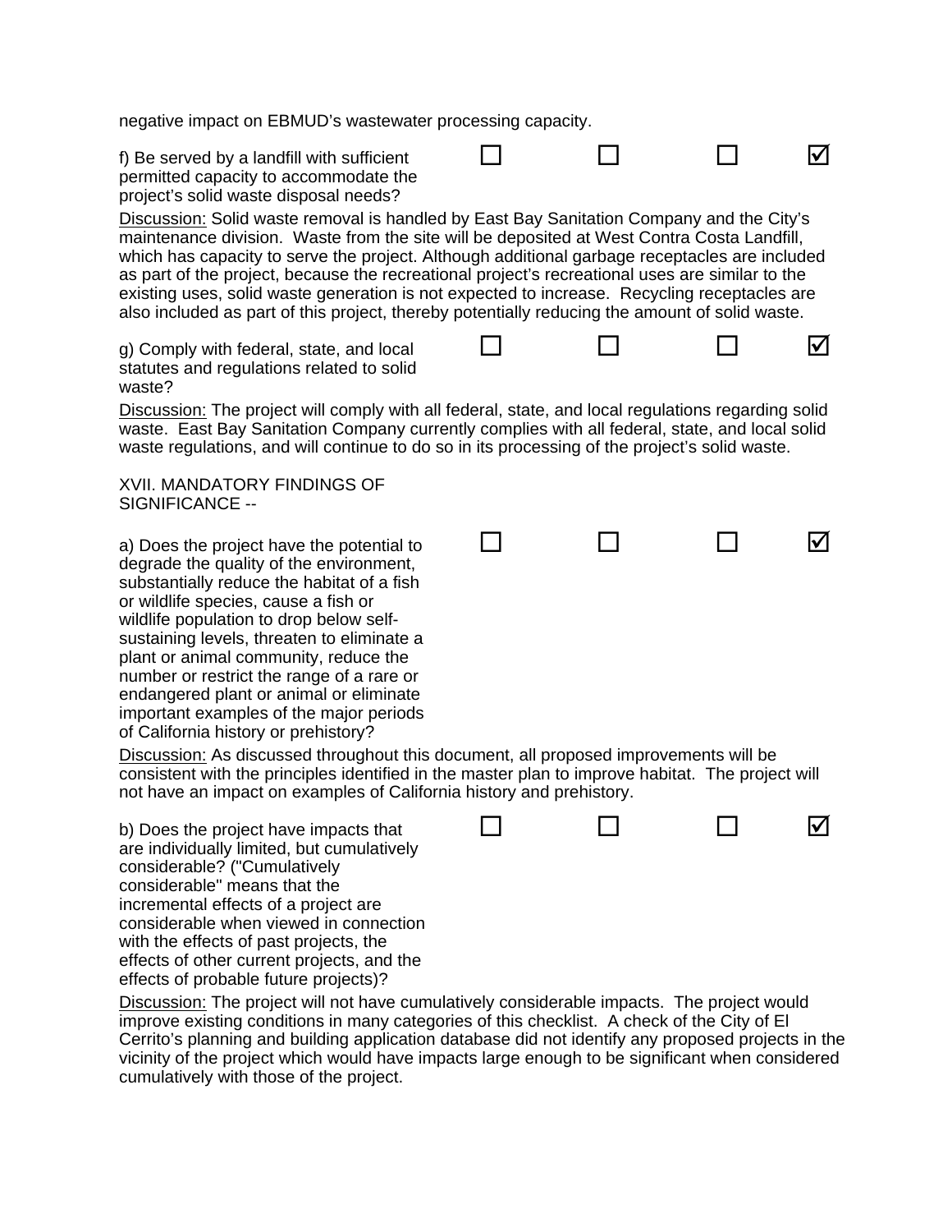negative impact on EBMUD's wastewater processing capacity.

| | | | | |
|---|---|---|---|---|
| f) Be served by a landfill with sufficient permitted capacity to accommodate the project's solid waste disposal needs? | ☐ | ☐ | ☐ | ☑ |

Discussion: Solid waste removal is handled by East Bay Sanitation Company and the City's maintenance division. Waste from the site will be deposited at West Contra Costa Landfill, which has capacity to serve the project. Although additional garbage receptacles are included as part of the project, because the recreational project's recreational uses are similar to the existing uses, solid waste generation is not expected to increase. Recycling receptacles are also included as part of this project, thereby potentially reducing the amount of solid waste.

| | | | | |
|---|---|---|---|---|
| g) Comply with federal, state, and local statutes and regulations related to solid waste? | ☐ | ☐ | ☐ | ☑ |

Discussion: The project will comply with all federal, state, and local regulations regarding solid waste. East Bay Sanitation Company currently complies with all federal, state, and local solid waste regulations, and will continue to do so in its processing of the project's solid waste.

XVII. MANDATORY FINDINGS OF SIGNIFICANCE --

| | | | | |
|---|---|---|---|---|
| a) Does the project have the potential to degrade the quality of the environment, substantially reduce the habitat of a fish or wildlife species, cause a fish or wildlife population to drop below self-sustaining levels, threaten to eliminate a plant or animal community, reduce the number or restrict the range of a rare or endangered plant or animal or eliminate important examples of the major periods of California history or prehistory? | ☐ | ☐ | ☐ | ☑ |

Discussion: As discussed throughout this document, all proposed improvements will be consistent with the principles identified in the master plan to improve habitat. The project will not have an impact on examples of California history and prehistory.

| | | | | |
|---|---|---|---|---|
| b) Does the project have impacts that are individually limited, but cumulatively considerable? ("Cumulatively considerable" means that the incremental effects of a project are considerable when viewed in connection with the effects of past projects, the effects of other current projects, and the effects of probable future projects)? | ☐ | ☐ | ☐ | ☑ |

Discussion: The project will not have cumulatively considerable impacts. The project would improve existing conditions in many categories of this checklist. A check of the City of El Cerrito's planning and building application database did not identify any proposed projects in the vicinity of the project which would have impacts large enough to be significant when considered cumulatively with those of the project.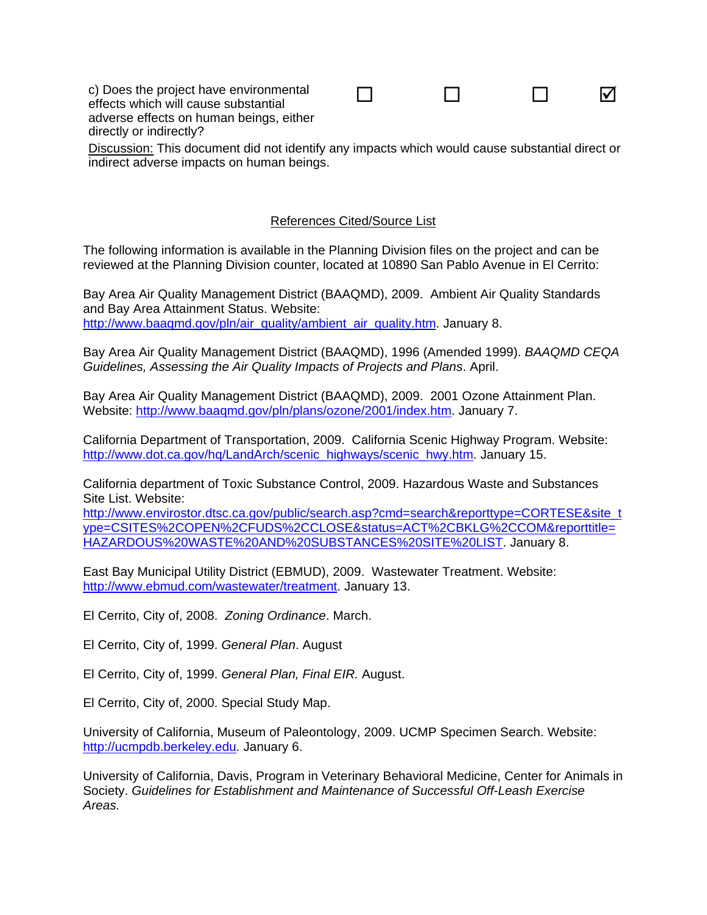| | | | | |
|---|---|---|---|---|
| c) Does the project have environmental effects which will cause substantial adverse effects on human beings, either directly or indirectly? | ☐ | ☐ | ☐ | ☑ |

Discussion: This document did not identify any impacts which would cause substantial direct or indirect adverse impacts on human beings.

## References Cited/Source List

The following information is available in the Planning Division files on the project and can be reviewed at the Planning Division counter, located at 10890 San Pablo Avenue in El Cerrito:

Bay Area Air Quality Management District (BAAQMD), 2009. Ambient Air Quality Standards and Bay Area Attainment Status. Website: http://www.baaqmd.gov/pln/air_quality/ambient_air_quality.htm. January 8.

Bay Area Air Quality Management District (BAAQMD), 1996 (Amended 1999). *BAAQMD CEQA Guidelines, Assessing the Air Quality Impacts of Projects and Plans*. April.

Bay Area Air Quality Management District (BAAQMD), 2009. 2001 Ozone Attainment Plan. Website: http://www.baaqmd.gov/pln/plans/ozone/2001/index.htm. January 7.

California Department of Transportation, 2009. California Scenic Highway Program. Website: http://www.dot.ca.gov/hq/LandArch/scenic_highways/scenic_hwy.htm. January 15.

California department of Toxic Substance Control, 2009. Hazardous Waste and Substances Site List. Website: http://www.envirostor.dtsc.ca.gov/public/search.asp?cmd=search&reporttype=CORTESE&site_type=CSITES%2COPEN%2CFUDS%2CCLOSE&status=ACT%2CBKLG%2CCOM&reporttitle=HAZARDOUS%20WASTE%20AND%20SUBSTANCES%20SITE%20LIST. January 8.

East Bay Municipal Utility District (EBMUD), 2009. Wastewater Treatment. Website: http://www.ebmud.com/wastewater/treatment. January 13.

El Cerrito, City of, 2008. *Zoning Ordinance*. March.

El Cerrito, City of, 1999. *General Plan*. August

El Cerrito, City of, 1999. *General Plan, Final EIR.* August.

El Cerrito, City of, 2000. Special Study Map.

University of California, Museum of Paleontology, 2009. UCMP Specimen Search. Website: http://ucmpdb.berkeley.edu. January 6.

University of California, Davis, Program in Veterinary Behavioral Medicine, Center for Animals in Society. *Guidelines for Establishment and Maintenance of Successful Off-Leash Exercise Areas.*